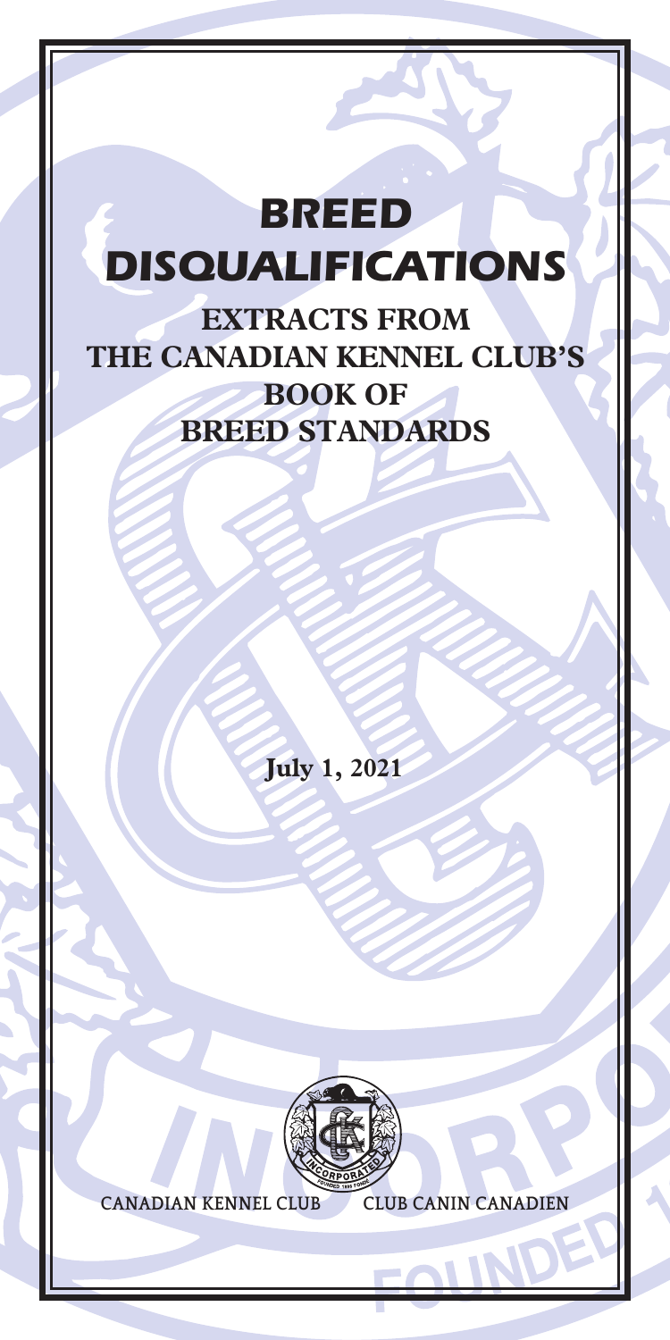# BREED DISQUALIFICATIONS

## EXTRACTS FROM THE CANADIAN KENNEL CLUB'S BOOK OF BREED STANDARDS

**July 1, 2021**

CANADIAN KENNEL CLUB CLUB CANIN CANADIEN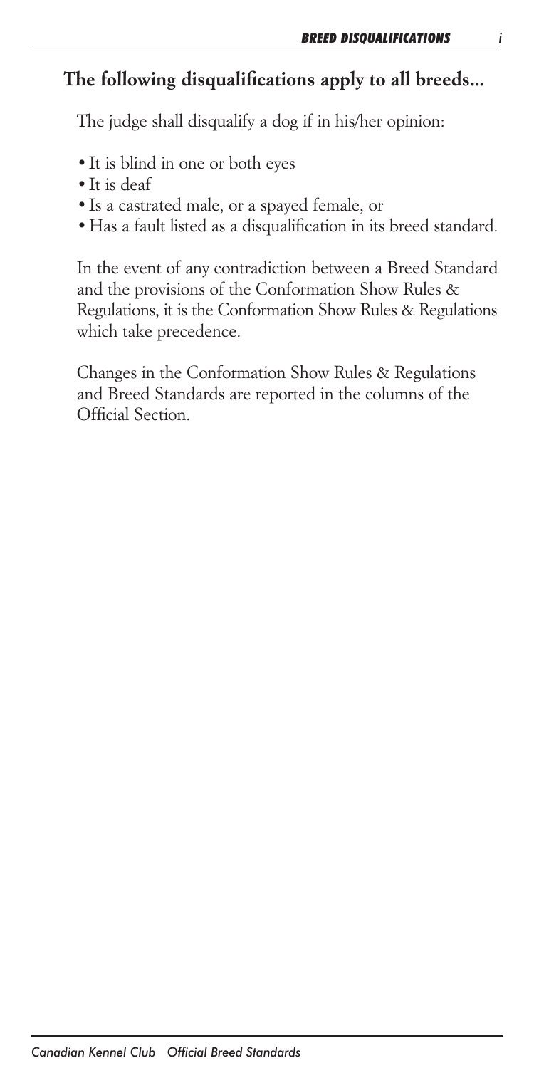## The following disqualifications apply to all breeds...

The judge shall disqualify a dog if in his/her opinion:

- It is blind in one or both eyes
- It is deaf
- Is a castrated male, or a spayed female, or
- Has a fault listed as a disqualification in its breed standard.

In the event of any contradiction between a Breed Standard and the provisions of the Conformation Show Rules & Regulations, it is the Conformation Show Rules & Regulations which take precedence.

Changes in the Conformation Show Rules & Regulations and Breed Standards are reported in the columns of the Official Section.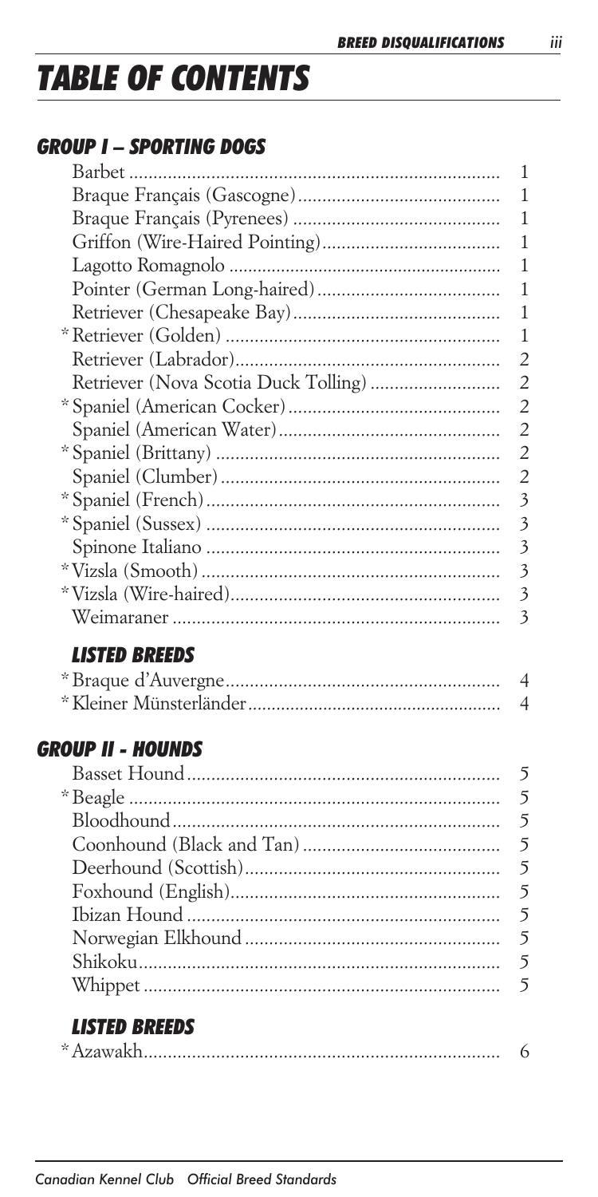# TABLE OF CONTENTS

## GROUP I – SPORTING DOGS

| | |
|---|---|
| Barbet | 1 |
| Braque Français (Gascogne) | 1 |
| Braque Français (Pyrenees) | 1 |
| Griffon (Wire-Haired Pointing) | 1 |
| Lagotto Romagnolo | 1 |
| Pointer (German Long-haired) | 1 |
| Retriever (Chesapeake Bay) | 1 |
| * Retriever (Golden) | 1 |
| Retriever (Labrador) | 2 |
| Retriever (Nova Scotia Duck Tolling) | 2 |
| * Spaniel (American Cocker) | 2 |
| Spaniel (American Water) | 2 |
| * Spaniel (Brittany) | 2 |
| Spaniel (Clumber) | 2 |
| * Spaniel (French) | 3 |
| * Spaniel (Sussex) | 3 |
| Spinone Italiano | 3 |
| * Vizsla (Smooth) | 3 |
| * Vizsla (Wire-haired) | 3 |
| Weimaraner | 3 |

### LISTED BREEDS

| | |
|---|---|
| * Braque d'Auvergne | 4 |
| * Kleiner Münsterländer | 4 |

## GROUP II - HOUNDS

| | |
|---|---|
| Basset Hound | 5 |
| * Beagle | 5 |
| Bloodhound | 5 |
| Coonhound (Black and Tan) | 5 |
| Deerhound (Scottish) | 5 |
| Foxhound (English) | 5 |
| Ibizan Hound | 5 |
| Norwegian Elkhound | 5 |
| Shikoku | 5 |
| Whippet | 5 |

### LISTED BREEDS

| | |
|---|---|
| * Azawakh | 6 |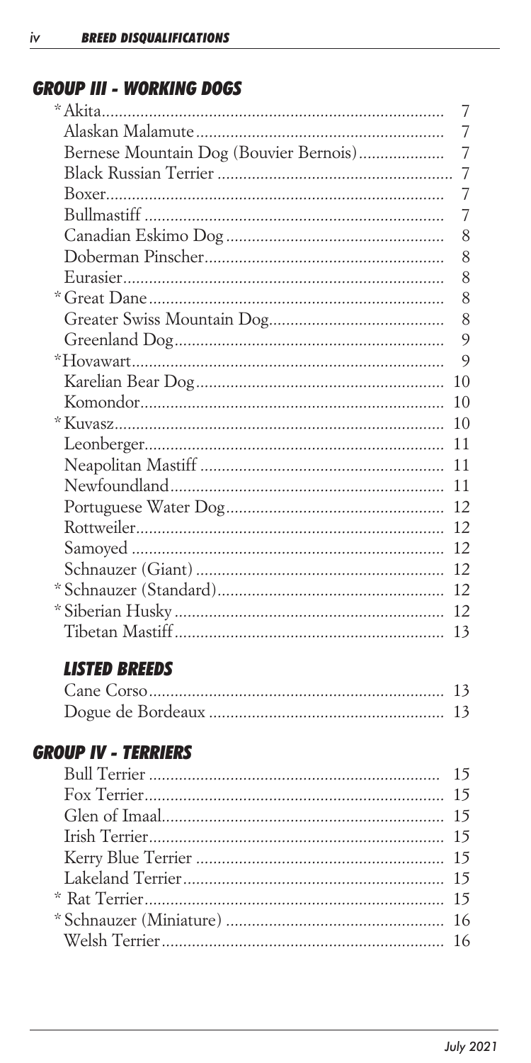## GROUP III - WORKING DOGS

| | |
|---|---|
| * Akita | 7 |
| Alaskan Malamute | 7 |
| Bernese Mountain Dog (Bouvier Bernois) | 7 |
| Black Russian Terrier | 7 |
| Boxer | 7 |
| Bullmastiff | 7 |
| Canadian Eskimo Dog | 8 |
| Doberman Pinscher | 8 |
| Eurasier | 8 |
| * Great Dane | 8 |
| Greater Swiss Mountain Dog | 8 |
| Greenland Dog | 9 |
| *Hovawart | 9 |
| Karelian Bear Dog | 10 |
| Komondor | 10 |
| * Kuvasz | 10 |
| Leonberger | 11 |
| Neapolitan Mastiff | 11 |
| Newfoundland | 11 |
| Portuguese Water Dog | 12 |
| Rottweiler | 12 |
| Samoyed | 12 |
| Schnauzer (Giant) | 12 |
| * Schnauzer (Standard) | 12 |
| * Siberian Husky | 12 |
| Tibetan Mastiff | 13 |

### LISTED BREEDS

| | |
|---|---|
| Cane Corso | 13 |
| Dogue de Bordeaux | 13 |

## GROUP IV - TERRIERS

| | |
|---|---|
| Bull Terrier | 15 |
| Fox Terrier | 15 |
| Glen of Imaal | 15 |
| Irish Terrier | 15 |
| Kerry Blue Terrier | 15 |
| Lakeland Terrier | 15 |
| * Rat Terrier | 15 |
| * Schnauzer (Miniature) | 16 |
| Welsh Terrier | 16 |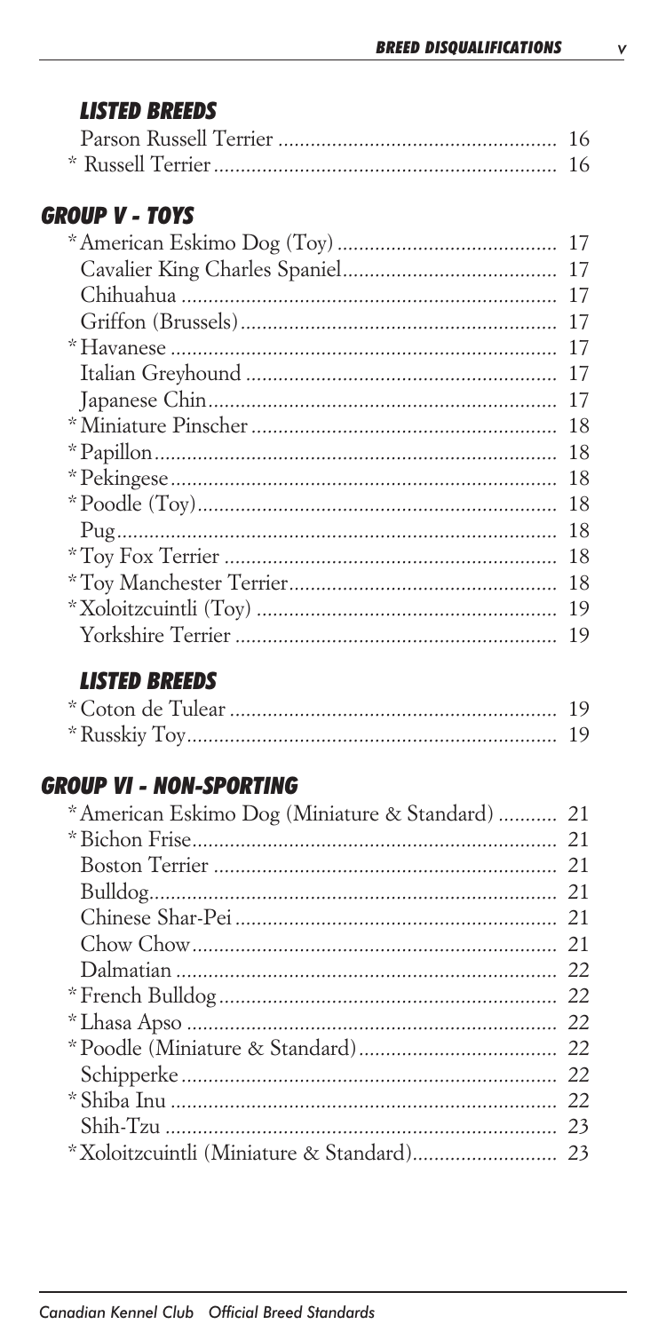### LISTED BREEDS

Parson Russell Terrier ..................................................... 16
\* Russell Terrier ................................................................ 16

## GROUP V - TOYS

\* American Eskimo Dog (Toy) ........................................ 17
Cavalier King Charles Spaniel........................................ 17
Chihuahua ...................................................................... 17
Griffon (Brussels)........................................................... 17
\* Havanese ...................................................................... 17
Italian Greyhound .......................................................... 17
Japanese Chin................................................................. 17
\* Miniature Pinscher ........................................................ 18
\* Papillon.......................................................................... 18
\* Pekingese....................................................................... 18
\* Poodle (Toy).................................................................. 18
Pug.................................................................................. 18
\* Toy Fox Terrier ............................................................. 18
\* Toy Manchester Terrier.................................................. 18
\* Xoloitzcuintli (Toy) ....................................................... 19
Yorkshire Terrier ............................................................ 19

### LISTED BREEDS

\* Coton de Tulear ............................................................ 19
\* Russkiy Toy.................................................................... 19

## GROUP VI - NON-SPORTING

\* American Eskimo Dog (Miniature & Standard) .......... 21
\* Bichon Frise................................................................... 21
Boston Terrier ................................................................ 21
Bulldog............................................................................ 21
Chinese Shar-Pei ............................................................ 21
Chow Chow.................................................................... 21
Dalmatian ....................................................................... 22
\* French Bulldog.............................................................. 22
\* Lhasa Apso .................................................................... 22
\* Poodle (Miniature & Standard)..................................... 22
Schipperke...................................................................... 22
\* Shiba Inu ....................................................................... 22
Shih-Tzu ......................................................................... 23
\* Xoloitzcuintli (Miniature & Standard)........................... 23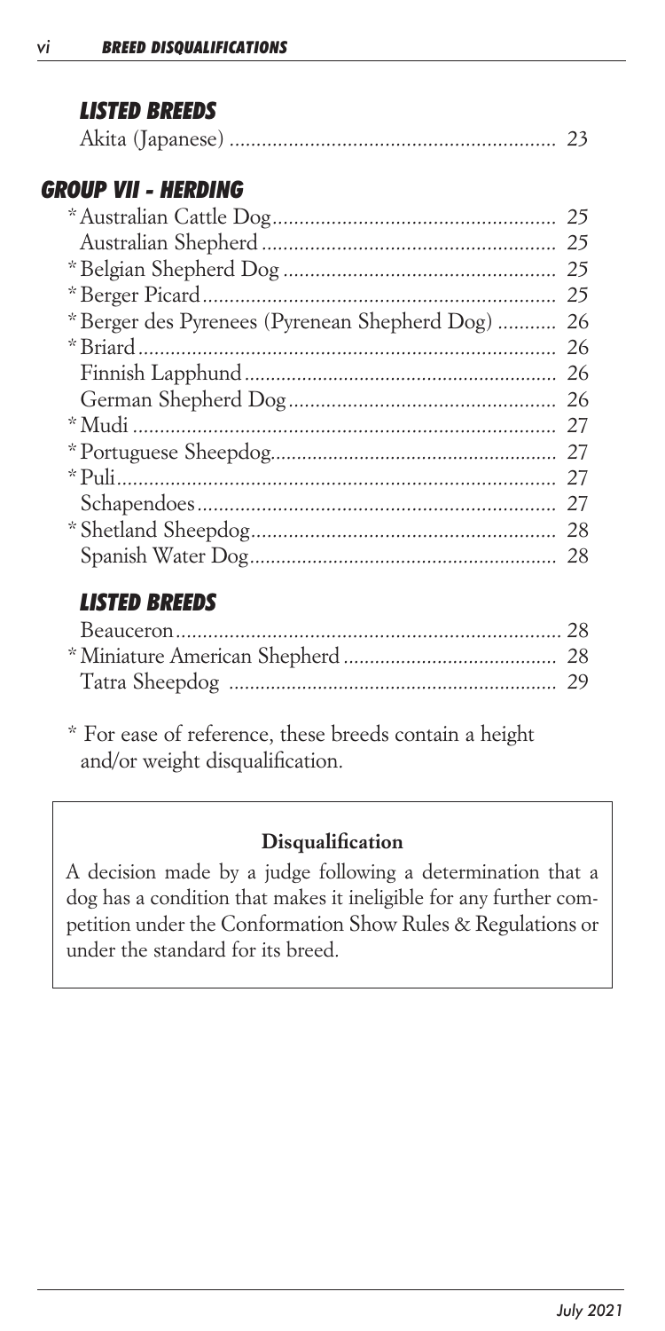### LISTED BREEDS

Akita (Japanese) ............................................................ 23

## GROUP VII - HERDING

*Australian Cattle Dog..................................................... 25
Australian Shepherd ....................................................... 25
*Belgian Shepherd Dog ................................................... 25
*Berger Picard.................................................................. 25
*Berger des Pyrenees (Pyrenean Shepherd Dog) .......... 26
*Briard.............................................................................. 26
Finnish Lapphund........................................................... 26
German Shepherd Dog.................................................. 26
*Mudi ............................................................................... 27
*Portuguese Sheepdog..................................................... 27
*Puli.................................................................................. 27
Schapendoes.................................................................... 27
*Shetland Sheepdog......................................................... 28
Spanish Water Dog.......................................................... 28

### LISTED BREEDS

Beauceron........................................................................ 28
*Miniature American Shepherd ........................................ 28
Tatra Sheepdog .............................................................. 29

* For ease of reference, these breeds contain a height and/or weight disqualification.

**Disqualification**

A decision made by a judge following a determination that a dog has a condition that makes it ineligible for any further competition under the Conformation Show Rules & Regulations or under the standard for its breed.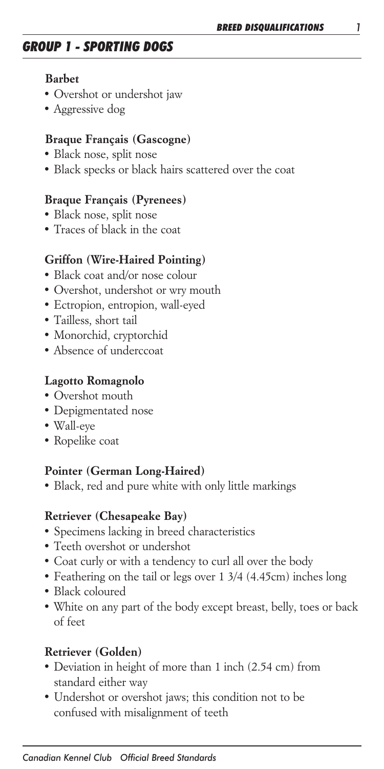## GROUP 1 - SPORTING DOGS

**Barbet**

- Overshot or undershot jaw
- Aggressive dog

**Braque Français (Gascogne)**

- Black nose, split nose
- Black specks or black hairs scattered over the coat

**Braque Français (Pyrenees)**

- Black nose, split nose
- Traces of black in the coat

**Griffon (Wire-Haired Pointing)**

- Black coat and/or nose colour
- Overshot, undershot or wry mouth
- Ectropion, entropion, wall-eyed
- Tailless, short tail
- Monorchid, cryptorchid
- Absence of underccoat

**Lagotto Romagnolo**

- Overshot mouth
- Depigmentated nose
- Wall-eye
- Ropelike coat

**Pointer (German Long-Haired)**

- Black, red and pure white with only little markings

**Retriever (Chesapeake Bay)**

- Specimens lacking in breed characteristics
- Teeth overshot or undershot
- Coat curly or with a tendency to curl all over the body
- Feathering on the tail or legs over 1 3/4 (4.45cm) inches long
- Black coloured
- White on any part of the body except breast, belly, toes or back of feet

**Retriever (Golden)**

- Deviation in height of more than 1 inch (2.54 cm) from standard either way
- Undershot or overshot jaws; this condition not to be confused with misalignment of teeth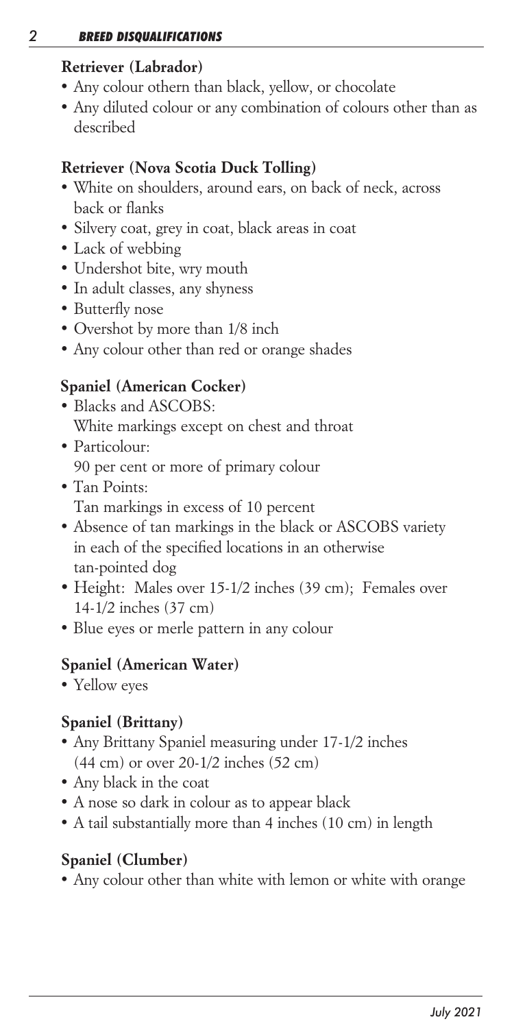### Retriever (Labrador)

- Any colour othern than black, yellow, or chocolate
- Any diluted colour or any combination of colours other than as described

### Retriever (Nova Scotia Duck Tolling)

- White on shoulders, around ears, on back of neck, across back or flanks
- Silvery coat, grey in coat, black areas in coat
- Lack of webbing
- Undershot bite, wry mouth
- In adult classes, any shyness
- Butterfly nose
- Overshot by more than 1/8 inch
- Any colour other than red or orange shades

### Spaniel (American Cocker)

- Blacks and ASCOBS:
  White markings except on chest and throat
- Particolour:
  90 per cent or more of primary colour
- Tan Points:
  Tan markings in excess of 10 percent
- Absence of tan markings in the black or ASCOBS variety in each of the specified locations in an otherwise tan-pointed dog
- Height: Males over 15-1/2 inches (39 cm); Females over 14-1/2 inches (37 cm)
- Blue eyes or merle pattern in any colour

### Spaniel (American Water)

- Yellow eyes

### Spaniel (Brittany)

- Any Brittany Spaniel measuring under 17-1/2 inches (44 cm) or over 20-1/2 inches (52 cm)
- Any black in the coat
- A nose so dark in colour as to appear black
- A tail substantially more than 4 inches (10 cm) in length

### Spaniel (Clumber)

- Any colour other than white with lemon or white with orange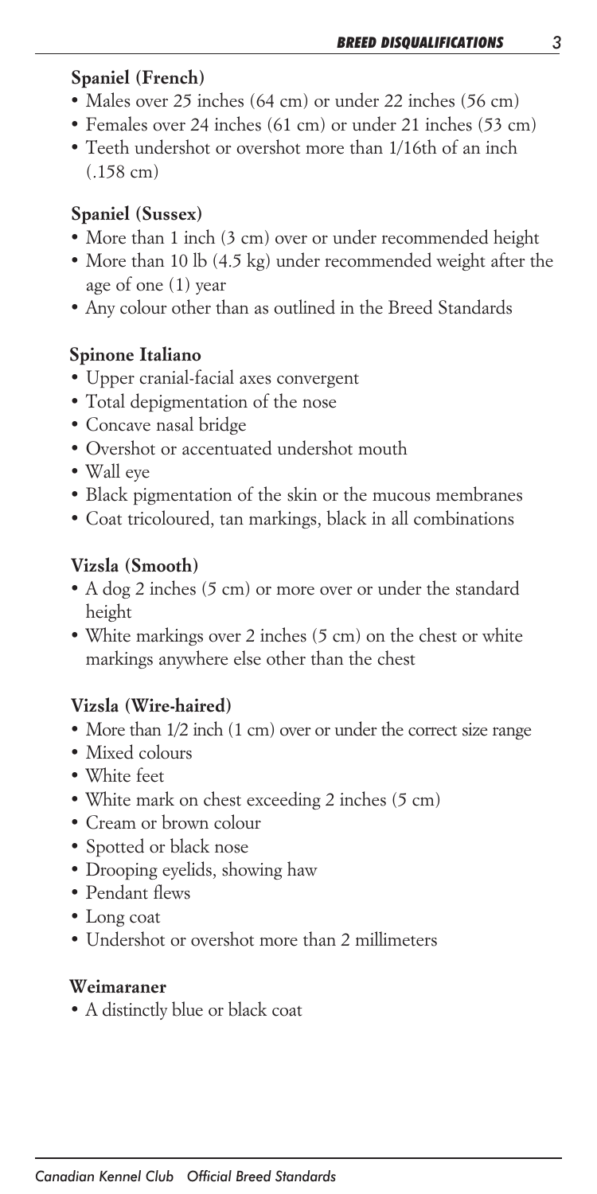### Spaniel (French)

- Males over 25 inches (64 cm) or under 22 inches (56 cm)
- Females over 24 inches (61 cm) or under 21 inches (53 cm)
- Teeth undershot or overshot more than 1/16th of an inch (.158 cm)

### Spaniel (Sussex)

- More than 1 inch (3 cm) over or under recommended height
- More than 10 lb (4.5 kg) under recommended weight after the age of one (1) year
- Any colour other than as outlined in the Breed Standards

### Spinone Italiano

- Upper cranial-facial axes convergent
- Total depigmentation of the nose
- Concave nasal bridge
- Overshot or accentuated undershot mouth
- Wall eye
- Black pigmentation of the skin or the mucous membranes
- Coat tricoloured, tan markings, black in all combinations

### Vizsla (Smooth)

- A dog 2 inches (5 cm) or more over or under the standard height
- White markings over 2 inches (5 cm) on the chest or white markings anywhere else other than the chest

### Vizsla (Wire-haired)

- More than 1/2 inch (1 cm) over or under the correct size range
- Mixed colours
- White feet
- White mark on chest exceeding 2 inches (5 cm)
- Cream or brown colour
- Spotted or black nose
- Drooping eyelids, showing haw
- Pendant flews
- Long coat
- Undershot or overshot more than 2 millimeters

### Weimaraner

- A distinctly blue or black coat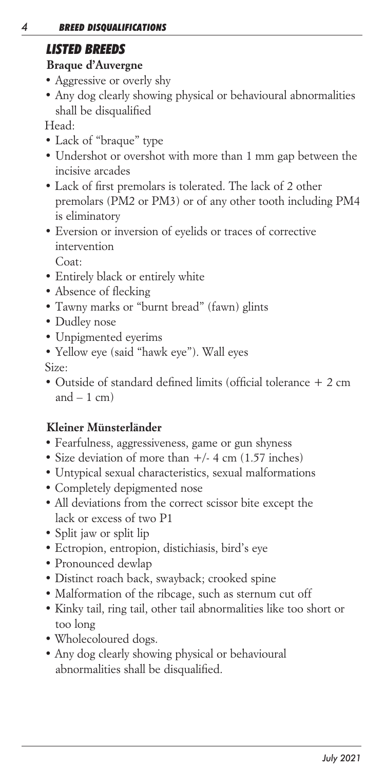## LISTED BREEDS

### Braque d'Auvergne

- Aggressive or overly shy
- Any dog clearly showing physical or behavioural abnormalities shall be disqualified

Head:

- Lack of "braque" type
- Undershot or overshot with more than 1 mm gap between the incisive arcades
- Lack of first premolars is tolerated. The lack of 2 other premolars (PM2 or PM3) or of any other tooth including PM4 is eliminatory
- Eversion or inversion of eyelids or traces of corrective intervention

Coat:

- Entirely black or entirely white
- Absence of flecking
- Tawny marks or "burnt bread" (fawn) glints
- Dudley nose
- Unpigmented eyerims
- Yellow eye (said "hawk eye"). Wall eyes

Size:

- Outside of standard defined limits (official tolerance + 2 cm and – 1 cm)

### Kleiner Münsterländer

- Fearfulness, aggressiveness, game or gun shyness
- Size deviation of more than +/- 4 cm (1.57 inches)
- Untypical sexual characteristics, sexual malformations
- Completely depigmented nose
- All deviations from the correct scissor bite except the lack or excess of two P1
- Split jaw or split lip
- Ectropion, entropion, distichiasis, bird's eye
- Pronounced dewlap
- Distinct roach back, swayback; crooked spine
- Malformation of the ribcage, such as sternum cut off
- Kinky tail, ring tail, other tail abnormalities like too short or too long
- Wholecoloured dogs.
- Any dog clearly showing physical or behavioural abnormalities shall be disqualified.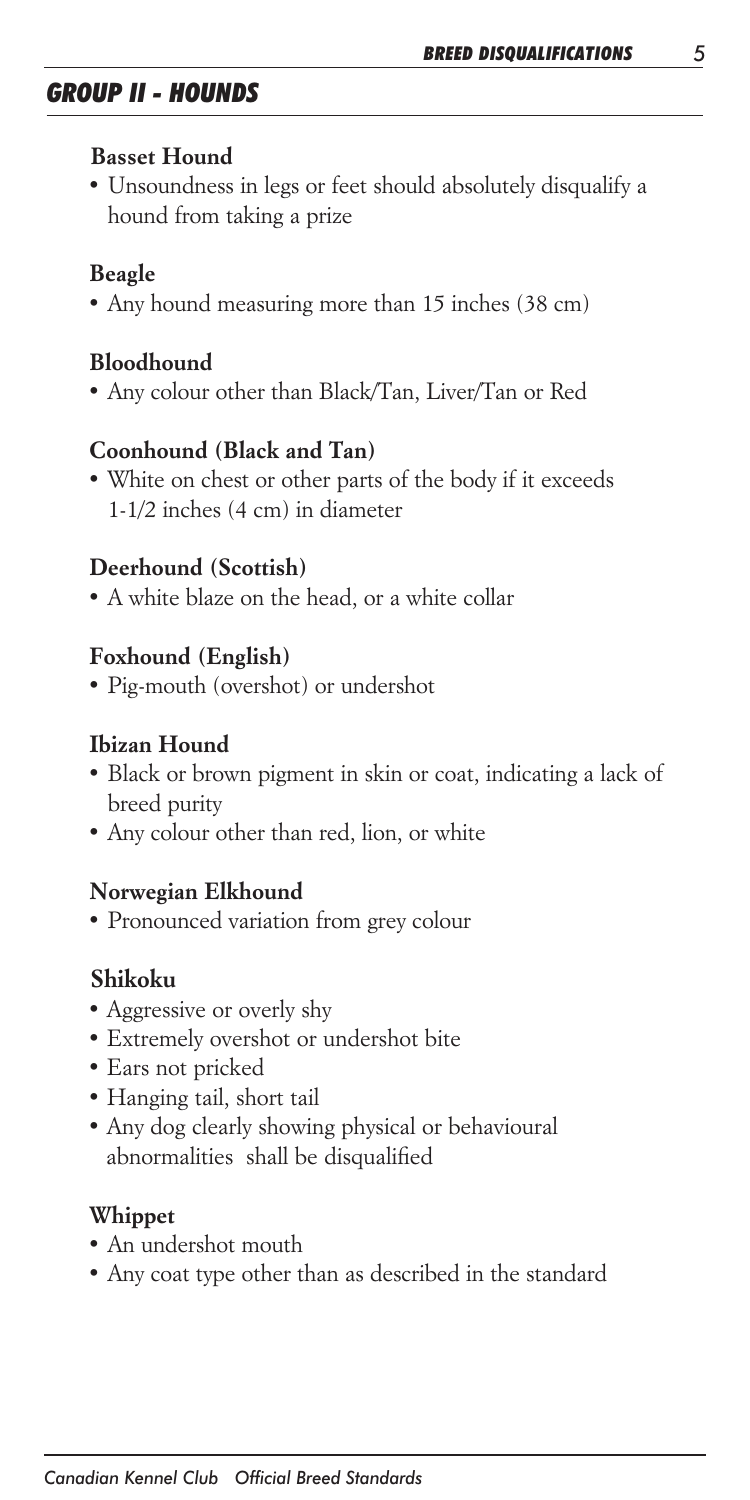## GROUP II - HOUNDS

### Basset Hound

- Unsoundness in legs or feet should absolutely disqualify a hound from taking a prize

### Beagle

- Any hound measuring more than 15 inches (38 cm)

### Bloodhound

- Any colour other than Black/Tan, Liver/Tan or Red

### Coonhound (Black and Tan)

- White on chest or other parts of the body if it exceeds 1-1/2 inches (4 cm) in diameter

### Deerhound (Scottish)

- A white blaze on the head, or a white collar

### Foxhound (English)

- Pig-mouth (overshot) or undershot

### Ibizan Hound

- Black or brown pigment in skin or coat, indicating a lack of breed purity
- Any colour other than red, lion, or white

### Norwegian Elkhound

- Pronounced variation from grey colour

### Shikoku

- Aggressive or overly shy
- Extremely overshot or undershot bite
- Ears not pricked
- Hanging tail, short tail
- Any dog clearly showing physical or behavioural abnormalities shall be disqualified

### Whippet

- An undershot mouth
- Any coat type other than as described in the standard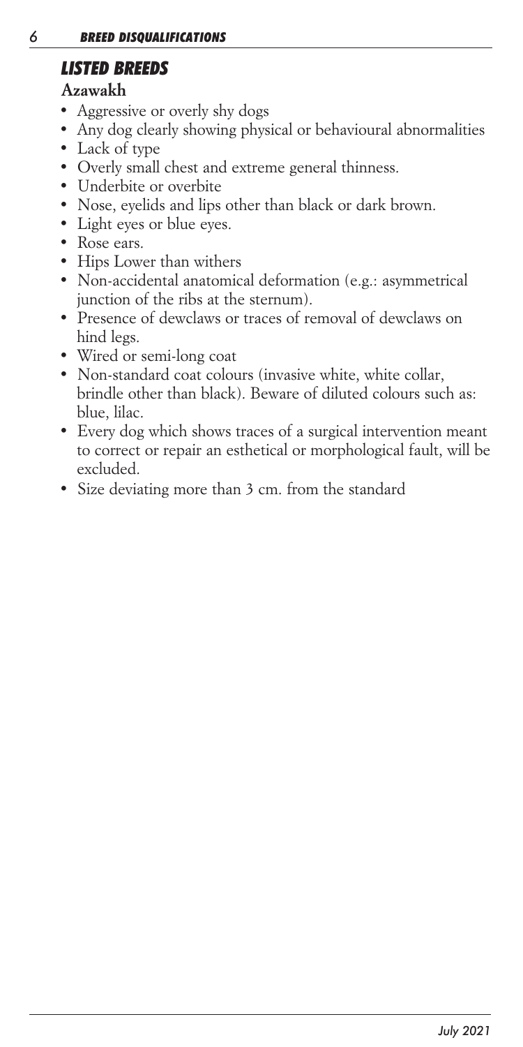## LISTED BREEDS

### Azawakh

- Aggressive or overly shy dogs
- Any dog clearly showing physical or behavioural abnormalities
- Lack of type
- Overly small chest and extreme general thinness.
- Underbite or overbite
- Nose, eyelids and lips other than black or dark brown.
- Light eyes or blue eyes.
- Rose ears.
- Hips Lower than withers
- Non-accidental anatomical deformation (e.g.: asymmetrical junction of the ribs at the sternum).
- Presence of dewclaws or traces of removal of dewclaws on hind legs.
- Wired or semi-long coat
- Non-standard coat colours (invasive white, white collar, brindle other than black). Beware of diluted colours such as: blue, lilac.
- Every dog which shows traces of a surgical intervention meant to correct or repair an esthetical or morphological fault, will be excluded.
- Size deviating more than 3 cm. from the standard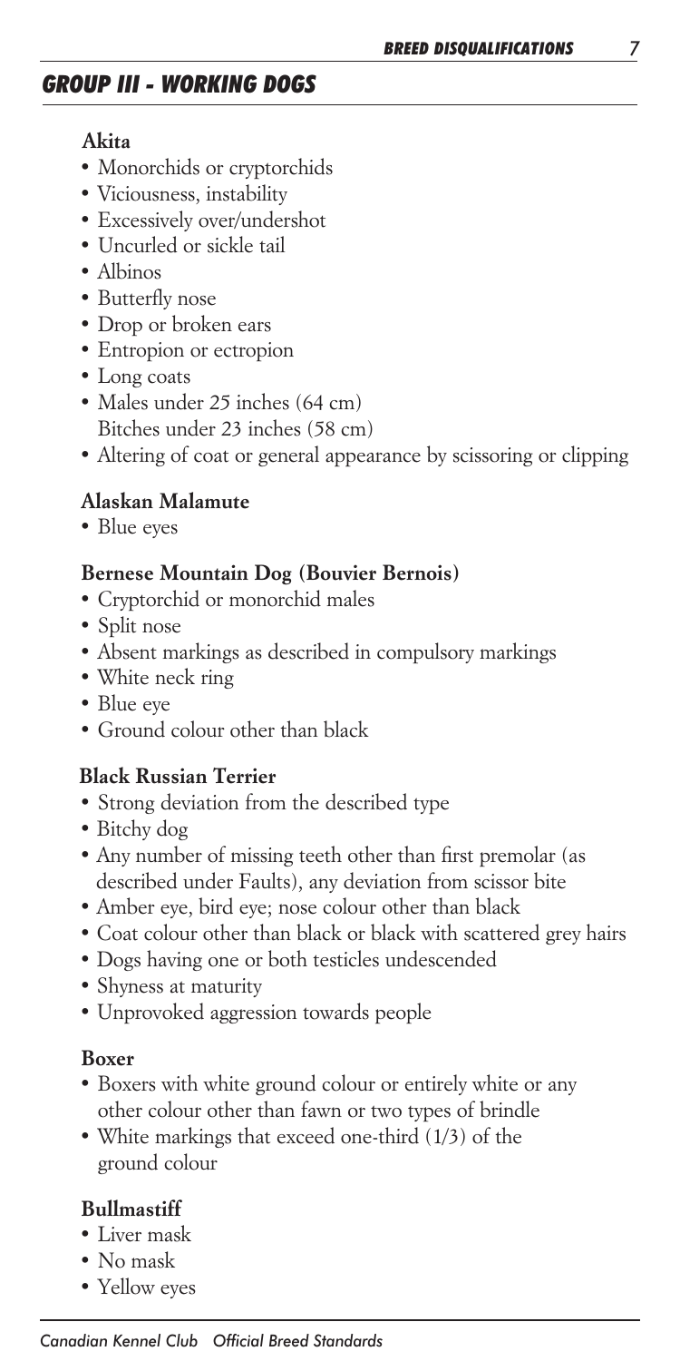## GROUP III - WORKING DOGS

### Akita

- Monorchids or cryptorchids
- Viciousness, instability
- Excessively over/undershot
- Uncurled or sickle tail
- Albinos
- Butterfly nose
- Drop or broken ears
- Entropion or ectropion
- Long coats
- Males under 25 inches (64 cm)
  Bitches under 23 inches (58 cm)
- Altering of coat or general appearance by scissoring or clipping

### Alaskan Malamute

- Blue eyes

### Bernese Mountain Dog (Bouvier Bernois)

- Cryptorchid or monorchid males
- Split nose
- Absent markings as described in compulsory markings
- White neck ring
- Blue eye
- Ground colour other than black

### Black Russian Terrier

- Strong deviation from the described type
- Bitchy dog
- Any number of missing teeth other than first premolar (as described under Faults), any deviation from scissor bite
- Amber eye, bird eye; nose colour other than black
- Coat colour other than black or black with scattered grey hairs
- Dogs having one or both testicles undescended
- Shyness at maturity
- Unprovoked aggression towards people

### Boxer

- Boxers with white ground colour or entirely white or any other colour other than fawn or two types of brindle
- White markings that exceed one-third (1/3) of the ground colour

### Bullmastiff

- Liver mask
- No mask
- Yellow eyes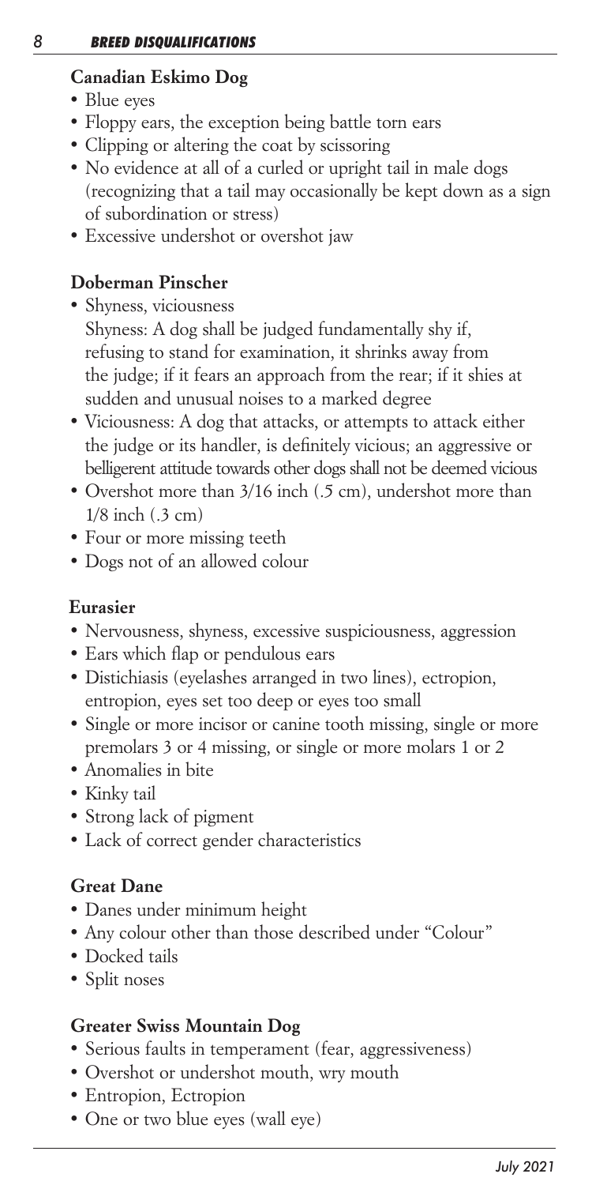### Canadian Eskimo Dog

- Blue eyes
- Floppy ears, the exception being battle torn ears
- Clipping or altering the coat by scissoring
- No evidence at all of a curled or upright tail in male dogs (recognizing that a tail may occasionally be kept down as a sign of subordination or stress)
- Excessive undershot or overshot jaw

### Doberman Pinscher

- Shyness, viciousness
  Shyness: A dog shall be judged fundamentally shy if, refusing to stand for examination, it shrinks away from the judge; if it fears an approach from the rear; if it shies at sudden and unusual noises to a marked degree
- Viciousness: A dog that attacks, or attempts to attack either the judge or its handler, is definitely vicious; an aggressive or belligerent attitude towards other dogs shall not be deemed vicious
- Overshot more than 3/16 inch (.5 cm), undershot more than 1/8 inch (.3 cm)
- Four or more missing teeth
- Dogs not of an allowed colour

### Eurasier

- Nervousness, shyness, excessive suspiciousness, aggression
- Ears which flap or pendulous ears
- Distichiasis (eyelashes arranged in two lines), ectropion, entropion, eyes set too deep or eyes too small
- Single or more incisor or canine tooth missing, single or more premolars 3 or 4 missing, or single or more molars 1 or 2
- Anomalies in bite
- Kinky tail
- Strong lack of pigment
- Lack of correct gender characteristics

### Great Dane

- Danes under minimum height
- Any colour other than those described under "Colour"
- Docked tails
- Split noses

### Greater Swiss Mountain Dog

- Serious faults in temperament (fear, aggressiveness)
- Overshot or undershot mouth, wry mouth
- Entropion, Ectropion
- One or two blue eyes (wall eye)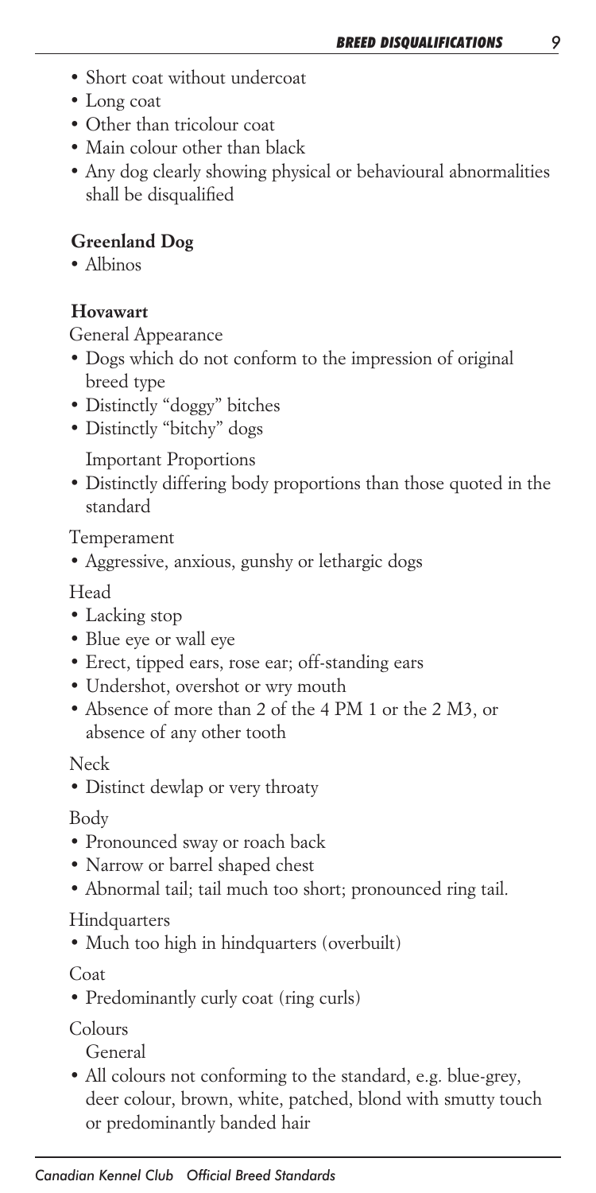- Short coat without undercoat
- Long coat
- Other than tricolour coat
- Main colour other than black
- Any dog clearly showing physical or behavioural abnormalities shall be disqualified

**Greenland Dog**

- Albinos

**Hovawart**

General Appearance

- Dogs which do not conform to the impression of original breed type
- Distinctly "doggy" bitches
- Distinctly "bitchy" dogs

Important Proportions

- Distinctly differing body proportions than those quoted in the standard

Temperament

- Aggressive, anxious, gunshy or lethargic dogs

Head

- Lacking stop
- Blue eye or wall eye
- Erect, tipped ears, rose ear; off-standing ears
- Undershot, overshot or wry mouth
- Absence of more than 2 of the 4 PM 1 or the 2 M3, or absence of any other tooth

Neck

- Distinct dewlap or very throaty

Body

- Pronounced sway or roach back
- Narrow or barrel shaped chest
- Abnormal tail; tail much too short; pronounced ring tail.

Hindquarters

- Much too high in hindquarters (overbuilt)

Coat

- Predominantly curly coat (ring curls)

Colours

General

- All colours not conforming to the standard, e.g. blue-grey, deer colour, brown, white, patched, blond with smutty touch or predominantly banded hair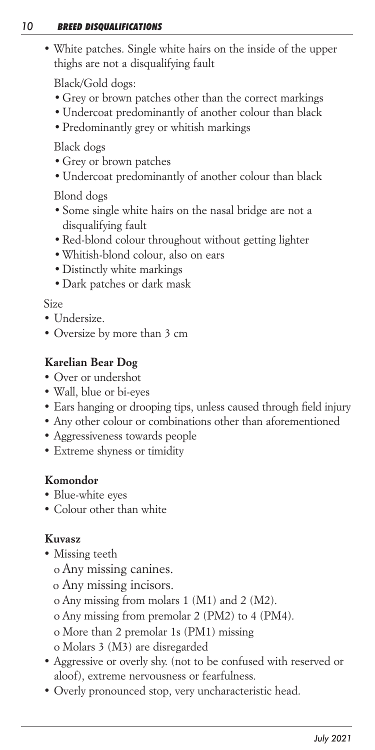- White patches. Single white hairs on the inside of the upper thighs are not a disqualifying fault

  Black/Gold dogs:
  - Grey or brown patches other than the correct markings
  - Undercoat predominantly of another colour than black
  - Predominantly grey or whitish markings

  Black dogs
  - Grey or brown patches
  - Undercoat predominantly of another colour than black

  Blond dogs
  - Some single white hairs on the nasal bridge are not a disqualifying fault
  - Red-blond colour throughout without getting lighter
  - Whitish-blond colour, also on ears
  - Distinctly white markings
  - Dark patches or dark mask

Size
- Undersize.
- Oversize by more than 3 cm

**Karelian Bear Dog**
- Over or undershot
- Wall, blue or bi-eyes
- Ears hanging or drooping tips, unless caused through field injury
- Any other colour or combinations other than aforementioned
- Aggressiveness towards people
- Extreme shyness or timidity

**Komondor**
- Blue-white eyes
- Colour other than white

**Kuvasz**
- Missing teeth
  - Any missing canines.
  - Any missing incisors.
  - Any missing from molars 1 (M1) and 2 (M2).
  - Any missing from premolar 2 (PM2) to 4 (PM4).
  - More than 2 premolar 1s (PM1) missing
  - Molars 3 (M3) are disregarded
- Aggressive or overly shy. (not to be confused with reserved or aloof), extreme nervousness or fearfulness.
- Overly pronounced stop, very uncharacteristic head.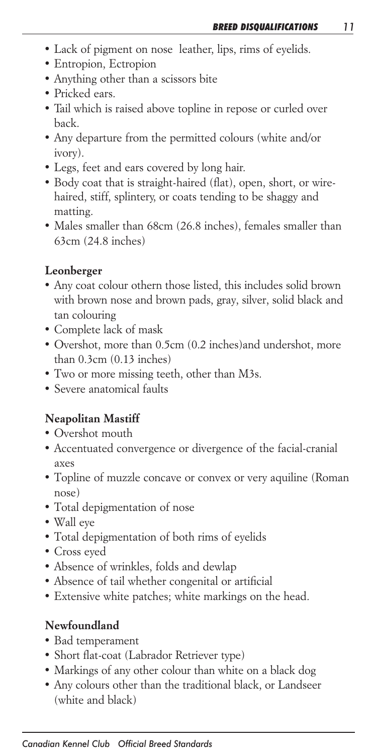- Lack of pigment on nose  leather, lips, rims of eyelids.
- Entropion, Ectropion
- Anything other than a scissors bite
- Pricked ears.
- Tail which is raised above topline in repose or curled over back.
- Any departure from the permitted colours (white and/or ivory).
- Legs, feet and ears covered by long hair.
- Body coat that is straight-haired (flat), open, short, or wire-haired, stiff, splintery, or coats tending to be shaggy and matting.
- Males smaller than 68cm (26.8 inches), females smaller than 63cm (24.8 inches)

**Leonberger**

- Any coat colour othern those listed, this includes solid brown with brown nose and brown pads, gray, silver, solid black and tan colouring
- Complete lack of mask
- Overshot, more than 0.5cm (0.2 inches)and undershot, more than 0.3cm (0.13 inches)
- Two or more missing teeth, other than M3s.
- Severe anatomical faults

**Neapolitan Mastiff**

- Overshot mouth
- Accentuated convergence or divergence of the facial-cranial axes
- Topline of muzzle concave or convex or very aquiline (Roman nose)
- Total depigmentation of nose
- Wall eye
- Total depigmentation of both rims of eyelids
- Cross eyed
- Absence of wrinkles, folds and dewlap
- Absence of tail whether congenital or artificial
- Extensive white patches; white markings on the head.

**Newfoundland**

- Bad temperament
- Short flat-coat (Labrador Retriever type)
- Markings of any other colour than white on a black dog
- Any colours other than the traditional black, or Landseer (white and black)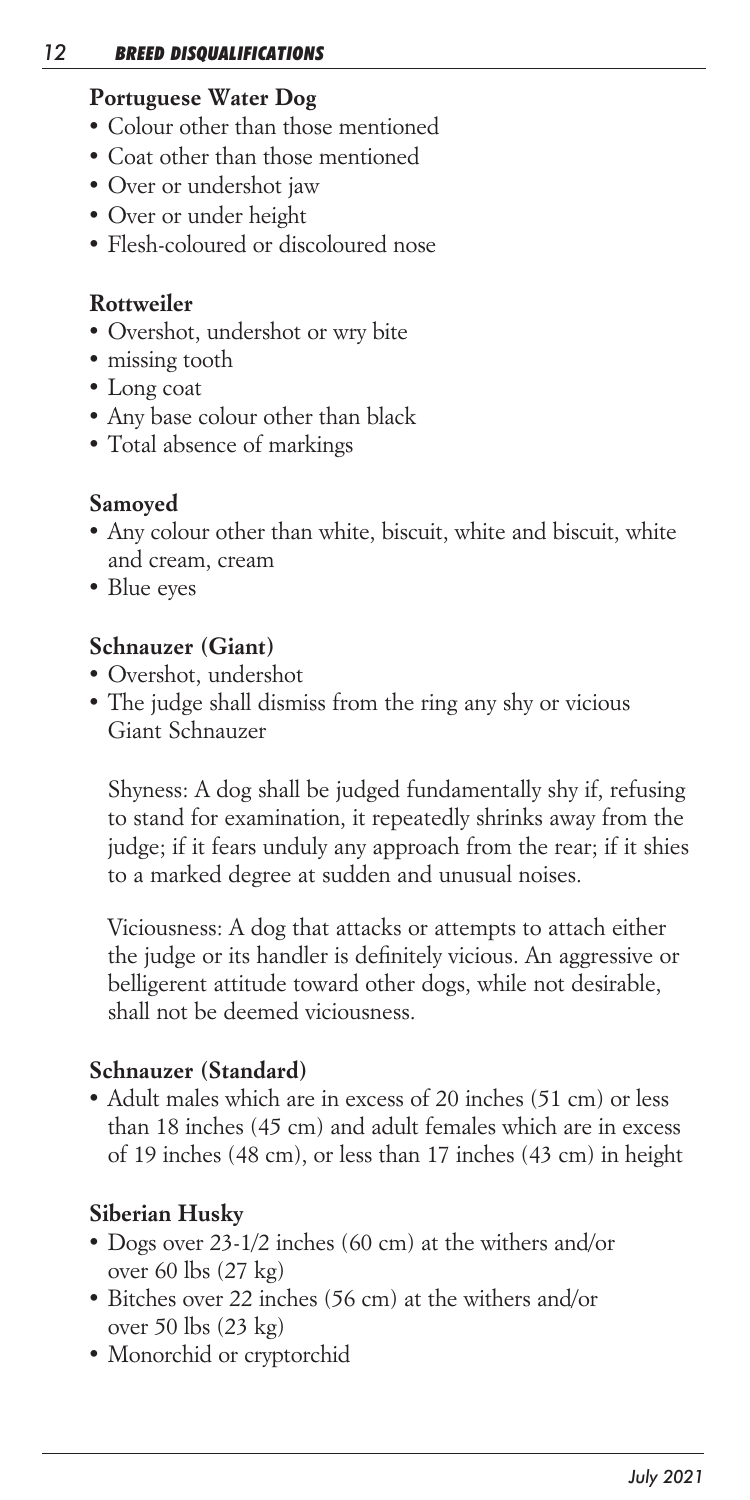**Portuguese Water Dog**

- Colour other than those mentioned
- Coat other than those mentioned
- Over or undershot jaw
- Over or under height
- Flesh-coloured or discoloured nose

**Rottweiler**

- Overshot, undershot or wry bite
- missing tooth
- Long coat
- Any base colour other than black
- Total absence of markings

**Samoyed**

- Any colour other than white, biscuit, white and biscuit, white and cream, cream
- Blue eyes

**Schnauzer (Giant)**

- Overshot, undershot
- The judge shall dismiss from the ring any shy or vicious Giant Schnauzer

  Shyness: A dog shall be judged fundamentally shy if, refusing to stand for examination, it repeatedly shrinks away from the judge; if it fears unduly any approach from the rear; if it shies to a marked degree at sudden and unusual noises.

  Viciousness: A dog that attacks or attempts to attach either the judge or its handler is definitely vicious. An aggressive or belligerent attitude toward other dogs, while not desirable, shall not be deemed viciousness.

**Schnauzer (Standard)**

- Adult males which are in excess of 20 inches (51 cm) or less than 18 inches (45 cm) and adult females which are in excess of 19 inches (48 cm), or less than 17 inches (43 cm) in height

**Siberian Husky**

- Dogs over 23-1/2 inches (60 cm) at the withers and/or over 60 lbs (27 kg)
- Bitches over 22 inches (56 cm) at the withers and/or over 50 lbs (23 kg)
- Monorchid or cryptorchid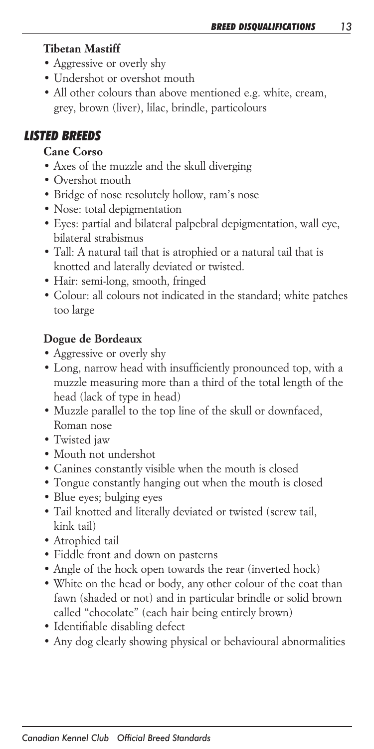### Tibetan Mastiff

- Aggressive or overly shy
- Undershot or overshot mouth
- All other colours than above mentioned e.g. white, cream, grey, brown (liver), lilac, brindle, particolours

## LISTED BREEDS

### Cane Corso

- Axes of the muzzle and the skull diverging
- Overshot mouth
- Bridge of nose resolutely hollow, ram's nose
- Nose: total depigmentation
- Eyes: partial and bilateral palpebral depigmentation, wall eye, bilateral strabismus
- Tall: A natural tail that is atrophied or a natural tail that is knotted and laterally deviated or twisted.
- Hair: semi-long, smooth, fringed
- Colour: all colours not indicated in the standard; white patches too large

### Dogue de Bordeaux

- Aggressive or overly shy
- Long, narrow head with insufficiently pronounced top, with a muzzle measuring more than a third of the total length of the head (lack of type in head)
- Muzzle parallel to the top line of the skull or downfaced, Roman nose
- Twisted jaw
- Mouth not undershot
- Canines constantly visible when the mouth is closed
- Tongue constantly hanging out when the mouth is closed
- Blue eyes; bulging eyes
- Tail knotted and literally deviated or twisted (screw tail, kink tail)
- Atrophied tail
- Fiddle front and down on pasterns
- Angle of the hock open towards the rear (inverted hock)
- White on the head or body, any other colour of the coat than fawn (shaded or not) and in particular brindle or solid brown called "chocolate" (each hair being entirely brown)
- Identifiable disabling defect
- Any dog clearly showing physical or behavioural abnormalities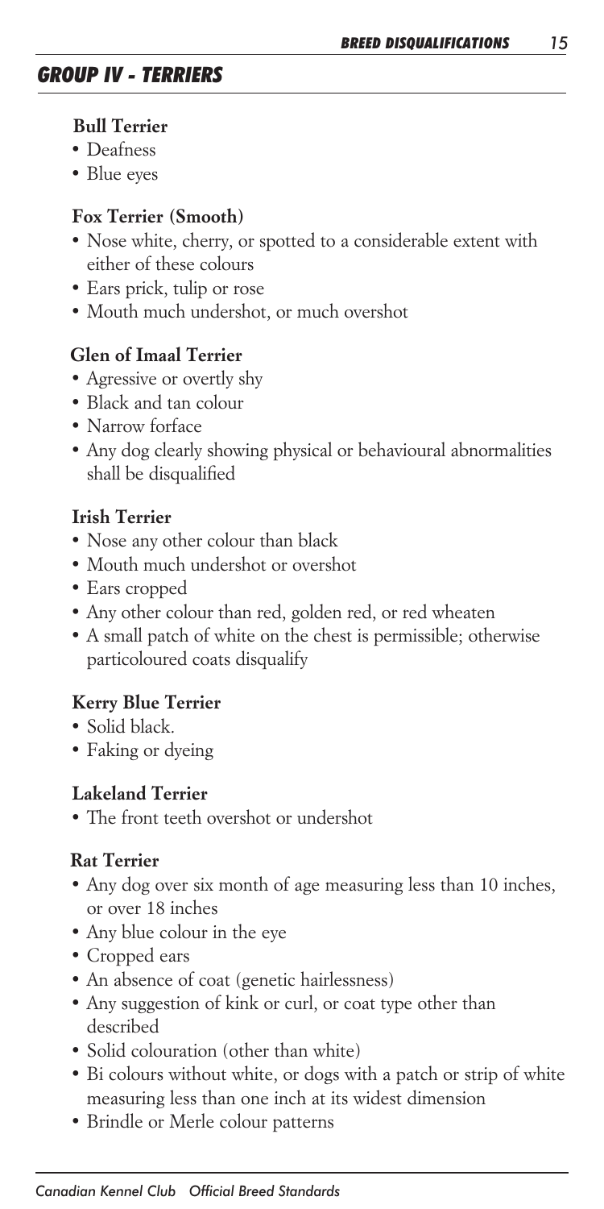## GROUP IV - TERRIERS

### Bull Terrier

- Deafness
- Blue eyes

### Fox Terrier (Smooth)

- Nose white, cherry, or spotted to a considerable extent with either of these colours
- Ears prick, tulip or rose
- Mouth much undershot, or much overshot

### Glen of Imaal Terrier

- Agressive or overtly shy
- Black and tan colour
- Narrow forface
- Any dog clearly showing physical or behavioural abnormalities shall be disqualified

### Irish Terrier

- Nose any other colour than black
- Mouth much undershot or overshot
- Ears cropped
- Any other colour than red, golden red, or red wheaten
- A small patch of white on the chest is permissible; otherwise particoloured coats disqualify

### Kerry Blue Terrier

- Solid black.
- Faking or dyeing

### Lakeland Terrier

- The front teeth overshot or undershot

### Rat Terrier

- Any dog over six month of age measuring less than 10 inches, or over 18 inches
- Any blue colour in the eye
- Cropped ears
- An absence of coat (genetic hairlessness)
- Any suggestion of kink or curl, or coat type other than described
- Solid colouration (other than white)
- Bi colours without white, or dogs with a patch or strip of white measuring less than one inch at its widest dimension
- Brindle or Merle colour patterns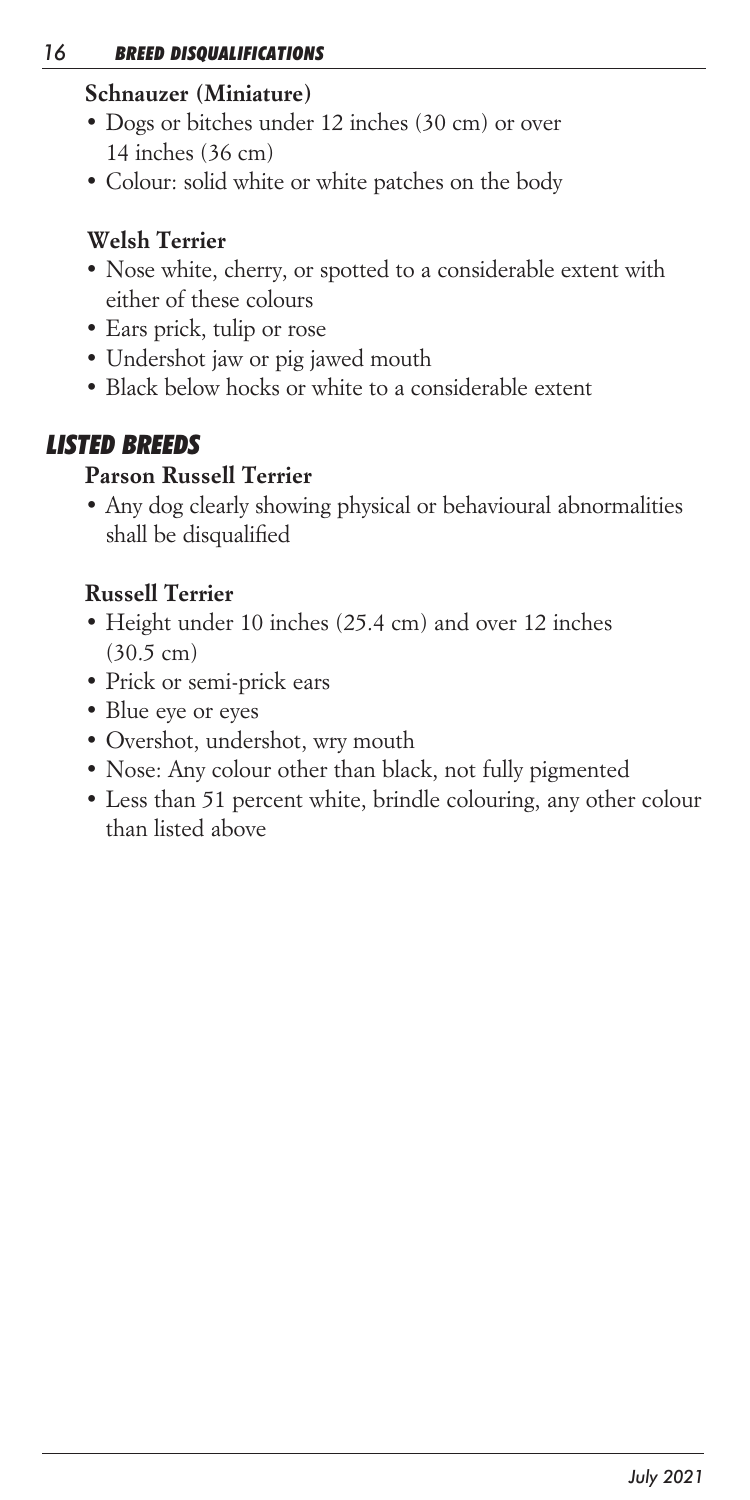### Schnauzer (Miniature)

- Dogs or bitches under 12 inches (30 cm) or over 14 inches (36 cm)
- Colour: solid white or white patches on the body

### Welsh Terrier

- Nose white, cherry, or spotted to a considerable extent with either of these colours
- Ears prick, tulip or rose
- Undershot jaw or pig jawed mouth
- Black below hocks or white to a considerable extent

## LISTED BREEDS

### Parson Russell Terrier

- Any dog clearly showing physical or behavioural abnormalities shall be disqualified

### Russell Terrier

- Height under 10 inches (25.4 cm) and over 12 inches (30.5 cm)
- Prick or semi-prick ears
- Blue eye or eyes
- Overshot, undershot, wry mouth
- Nose: Any colour other than black, not fully pigmented
- Less than 51 percent white, brindle colouring, any other colour than listed above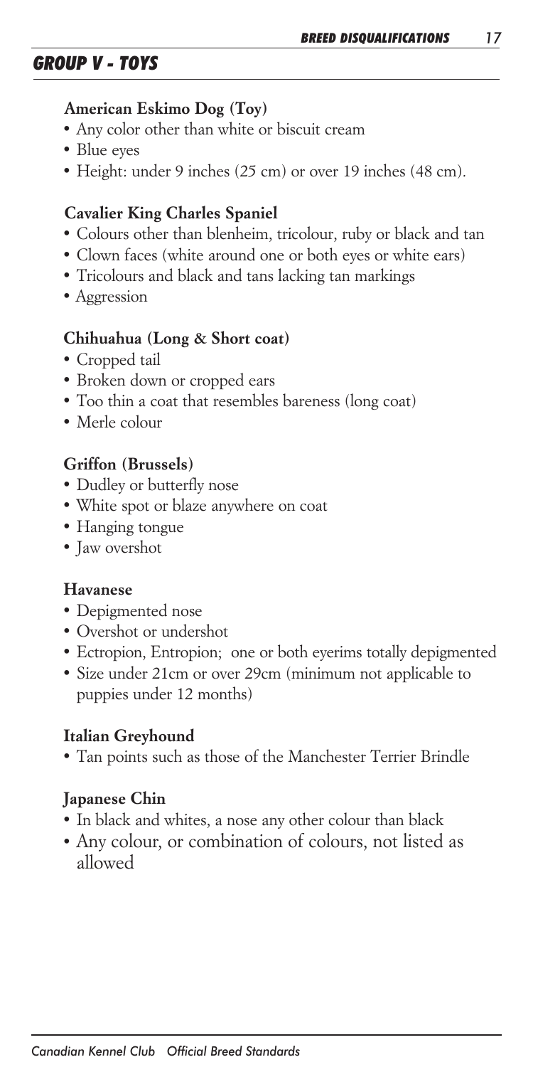## GROUP V - TOYS

### American Eskimo Dog (Toy)

- Any color other than white or biscuit cream
- Blue eyes
- Height: under 9 inches (25 cm) or over 19 inches (48 cm).

### Cavalier King Charles Spaniel

- Colours other than blenheim, tricolour, ruby or black and tan
- Clown faces (white around one or both eyes or white ears)
- Tricolours and black and tans lacking tan markings
- Aggression

### Chihuahua (Long & Short coat)

- Cropped tail
- Broken down or cropped ears
- Too thin a coat that resembles bareness (long coat)
- Merle colour

### Griffon (Brussels)

- Dudley or butterfly nose
- White spot or blaze anywhere on coat
- Hanging tongue
- Jaw overshot

### Havanese

- Depigmented nose
- Overshot or undershot
- Ectropion, Entropion; one or both eyerims totally depigmented
- Size under 21cm or over 29cm (minimum not applicable to puppies under 12 months)

### Italian Greyhound

- Tan points such as those of the Manchester Terrier Brindle

### Japanese Chin

- In black and whites, a nose any other colour than black
- Any colour, or combination of colours, not listed as allowed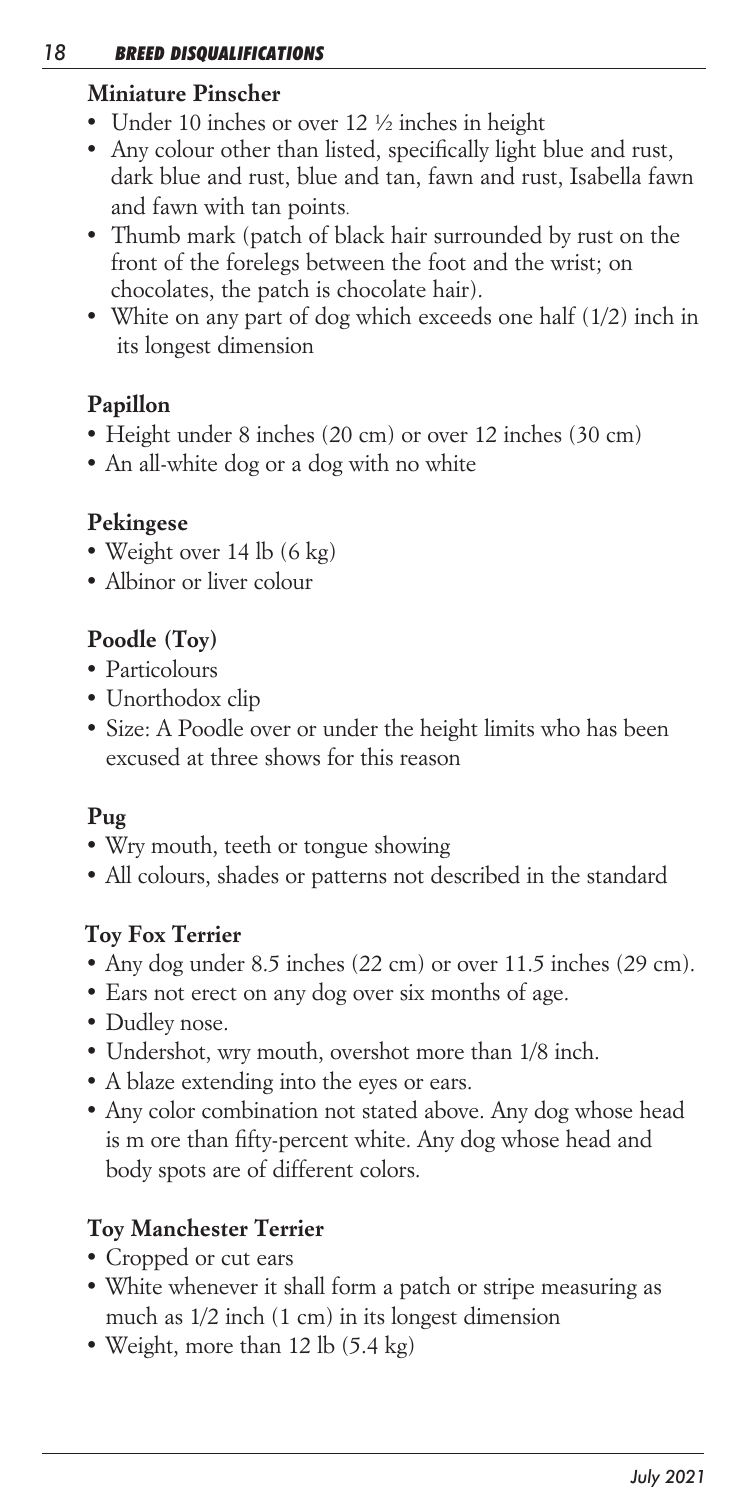### Miniature Pinscher

- Under 10 inches or over 12 ½ inches in height
- Any colour other than listed, specifically light blue and rust, dark blue and rust, blue and tan, fawn and rust, Isabella fawn and fawn with tan points.
- Thumb mark (patch of black hair surrounded by rust on the front of the forelegs between the foot and the wrist; on chocolates, the patch is chocolate hair).
- White on any part of dog which exceeds one half (1/2) inch in its longest dimension

### Papillon

- Height under 8 inches (20 cm) or over 12 inches (30 cm)
- An all-white dog or a dog with no white

### Pekingese

- Weight over 14 lb (6 kg)
- Albinor or liver colour

### Poodle (Toy)

- Particolours
- Unorthodox clip
- Size: A Poodle over or under the height limits who has been excused at three shows for this reason

### Pug

- Wry mouth, teeth or tongue showing
- All colours, shades or patterns not described in the standard

### Toy Fox Terrier

- Any dog under 8.5 inches (22 cm) or over 11.5 inches (29 cm).
- Ears not erect on any dog over six months of age.
- Dudley nose.
- Undershot, wry mouth, overshot more than 1/8 inch.
- A blaze extending into the eyes or ears.
- Any color combination not stated above. Any dog whose head is m ore than fifty-percent white. Any dog whose head and body spots are of different colors.

### Toy Manchester Terrier

- Cropped or cut ears
- White whenever it shall form a patch or stripe measuring as much as 1/2 inch (1 cm) in its longest dimension
- Weight, more than 12 lb (5.4 kg)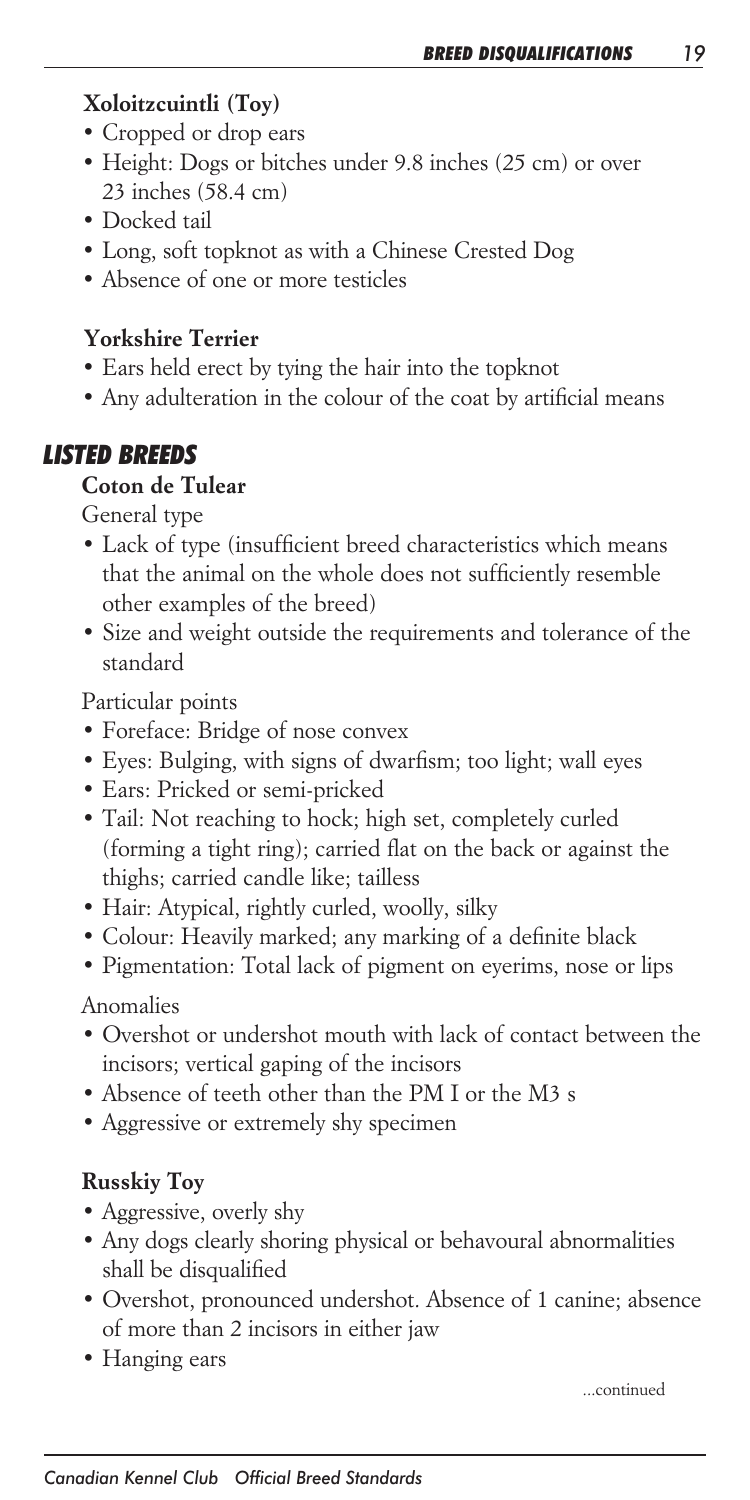### Xoloitzcuintli (Toy)

- Cropped or drop ears
- Height: Dogs or bitches under 9.8 inches (25 cm) or over 23 inches (58.4 cm)
- Docked tail
- Long, soft topknot as with a Chinese Crested Dog
- Absence of one or more testicles

### Yorkshire Terrier

- Ears held erect by tying the hair into the topknot
- Any adulteration in the colour of the coat by artificial means

## *LISTED BREEDS*

### Coton de Tulear

General type

- Lack of type (insufficient breed characteristics which means that the animal on the whole does not sufficiently resemble other examples of the breed)
- Size and weight outside the requirements and tolerance of the standard

Particular points

- Foreface: Bridge of nose convex
- Eyes: Bulging, with signs of dwarfism; too light; wall eyes
- Ears: Pricked or semi-pricked
- Tail: Not reaching to hock; high set, completely curled (forming a tight ring); carried flat on the back or against the thighs; carried candle like; tailless
- Hair: Atypical, rightly curled, woolly, silky
- Colour: Heavily marked; any marking of a definite black
- Pigmentation: Total lack of pigment on eyerims, nose or lips

Anomalies

- Overshot or undershot mouth with lack of contact between the incisors; vertical gaping of the incisors
- Absence of teeth other than the PM I or the M3 s
- Aggressive or extremely shy specimen

### Russkiy Toy

- Aggressive, overly shy
- Any dogs clearly shoring physical or behavoural abnormalities shall be disqualified
- Overshot, pronounced undershot. Absence of 1 canine; absence of more than 2 incisors in either jaw
- Hanging ears

...continued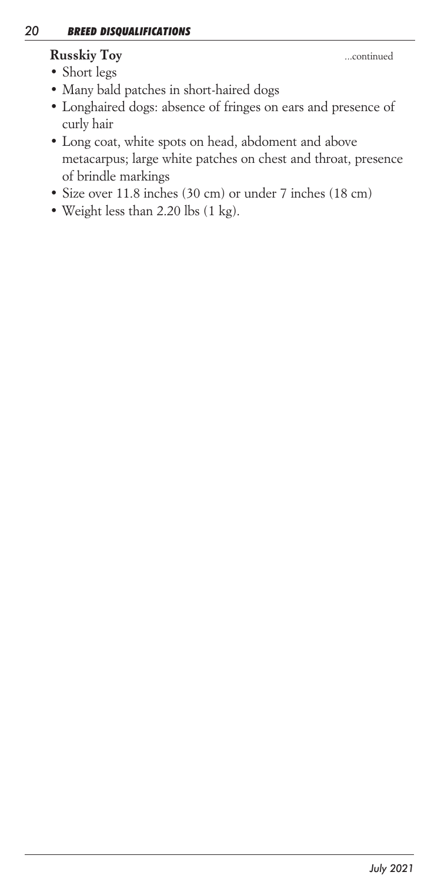**Russkiy Toy** ...continued

- Short legs
- Many bald patches in short-haired dogs
- Longhaired dogs: absence of fringes on ears and presence of curly hair
- Long coat, white spots on head, abdoment and above metacarpus; large white patches on chest and throat, presence of brindle markings
- Size over 11.8 inches (30 cm) or under 7 inches (18 cm)
- Weight less than 2.20 lbs (1 kg).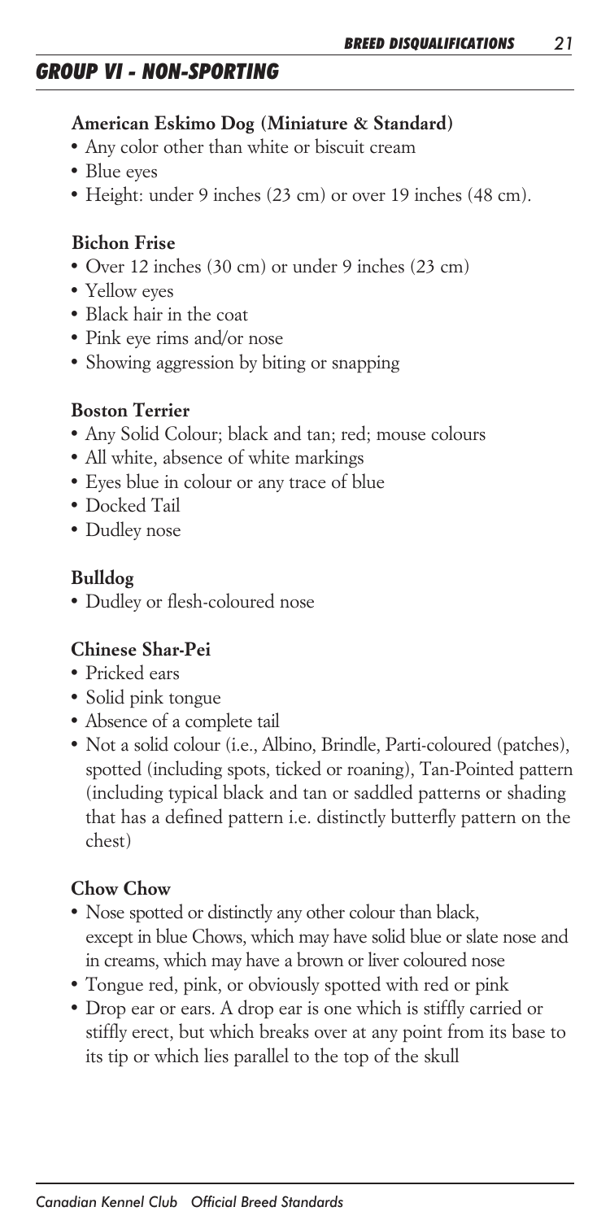## GROUP VI - NON-SPORTING

### American Eskimo Dog (Miniature & Standard)

- Any color other than white or biscuit cream
- Blue eyes
- Height: under 9 inches (23 cm) or over 19 inches (48 cm).

### Bichon Frise

- Over 12 inches (30 cm) or under 9 inches (23 cm)
- Yellow eyes
- Black hair in the coat
- Pink eye rims and/or nose
- Showing aggression by biting or snapping

### Boston Terrier

- Any Solid Colour; black and tan; red; mouse colours
- All white, absence of white markings
- Eyes blue in colour or any trace of blue
- Docked Tail
- Dudley nose

### Bulldog

- Dudley or flesh-coloured nose

### Chinese Shar-Pei

- Pricked ears
- Solid pink tongue
- Absence of a complete tail
- Not a solid colour (i.e., Albino, Brindle, Parti-coloured (patches), spotted (including spots, ticked or roaning), Tan-Pointed pattern (including typical black and tan or saddled patterns or shading that has a defined pattern i.e. distinctly butterfly pattern on the chest)

### Chow Chow

- Nose spotted or distinctly any other colour than black, except in blue Chows, which may have solid blue or slate nose and in creams, which may have a brown or liver coloured nose
- Tongue red, pink, or obviously spotted with red or pink
- Drop ear or ears. A drop ear is one which is stiffly carried or stiffly erect, but which breaks over at any point from its base to its tip or which lies parallel to the top of the skull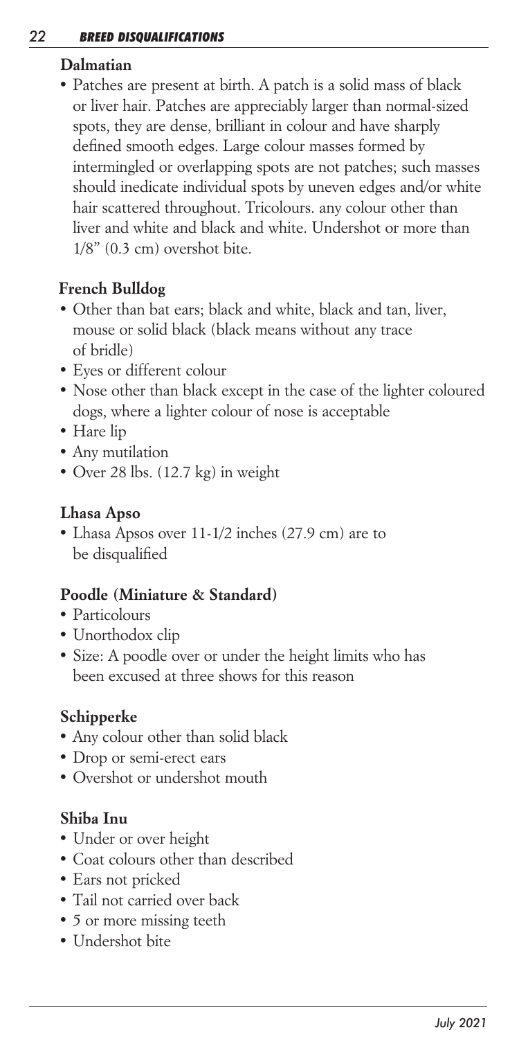### Dalmatian

- Patches are present at birth. A patch is a solid mass of black or liver hair. Patches are appreciably larger than normal-sized spots, they are dense, brilliant in colour and have sharply defined smooth edges. Large colour masses formed by intermingled or overlapping spots are not patches; such masses should inedicate individual spots by uneven edges and/or white hair scattered throughout. Tricolours. any colour other than liver and white and black and white. Undershot or more than 1/8" (0.3 cm) overshot bite.

### French Bulldog

- Other than bat ears; black and white, black and tan, liver, mouse or solid black (black means without any trace of bridle)
- Eyes or different colour
- Nose other than black except in the case of the lighter coloured dogs, where a lighter colour of nose is acceptable
- Hare lip
- Any mutilation
- Over 28 lbs. (12.7 kg) in weight

### Lhasa Apso

- Lhasa Apsos over 11-1/2 inches (27.9 cm) are to be disqualified

### Poodle (Miniature & Standard)

- Particolours
- Unorthodox clip
- Size: A poodle over or under the height limits who has been excused at three shows for this reason

### Schipperke

- Any colour other than solid black
- Drop or semi-erect ears
- Overshot or undershot mouth

### Shiba Inu

- Under or over height
- Coat colours other than described
- Ears not pricked
- Tail not carried over back
- 5 or more missing teeth
- Undershot bite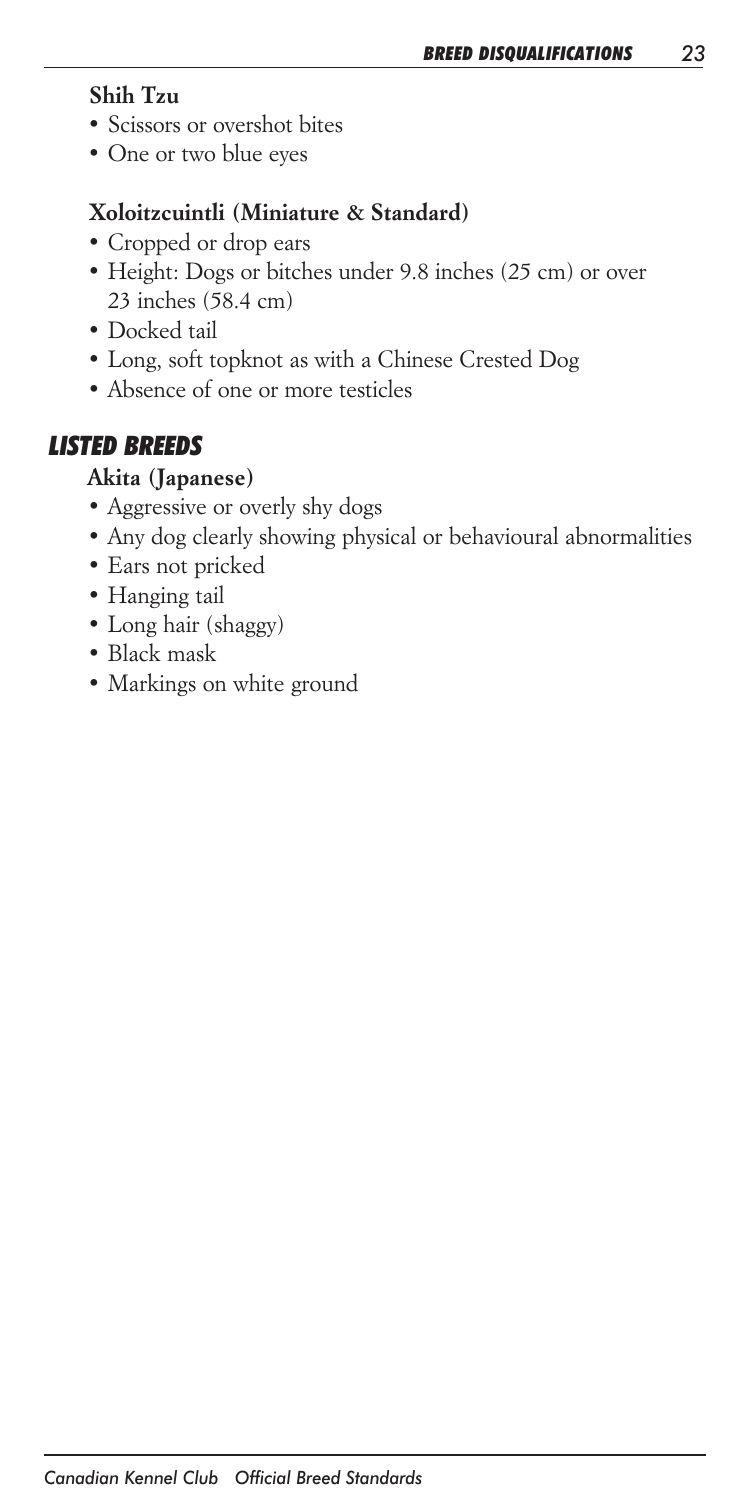### Shih Tzu

- Scissors or overshot bites
- One or two blue eyes

### Xoloitzcuintli (Miniature & Standard)

- Cropped or drop ears
- Height: Dogs or bitches under 9.8 inches (25 cm) or over 23 inches (58.4 cm)
- Docked tail
- Long, soft topknot as with a Chinese Crested Dog
- Absence of one or more testicles

## *LISTED BREEDS*

### Akita (Japanese)

- Aggressive or overly shy dogs
- Any dog clearly showing physical or behavioural abnormalities
- Ears not pricked
- Hanging tail
- Long hair (shaggy)
- Black mask
- Markings on white ground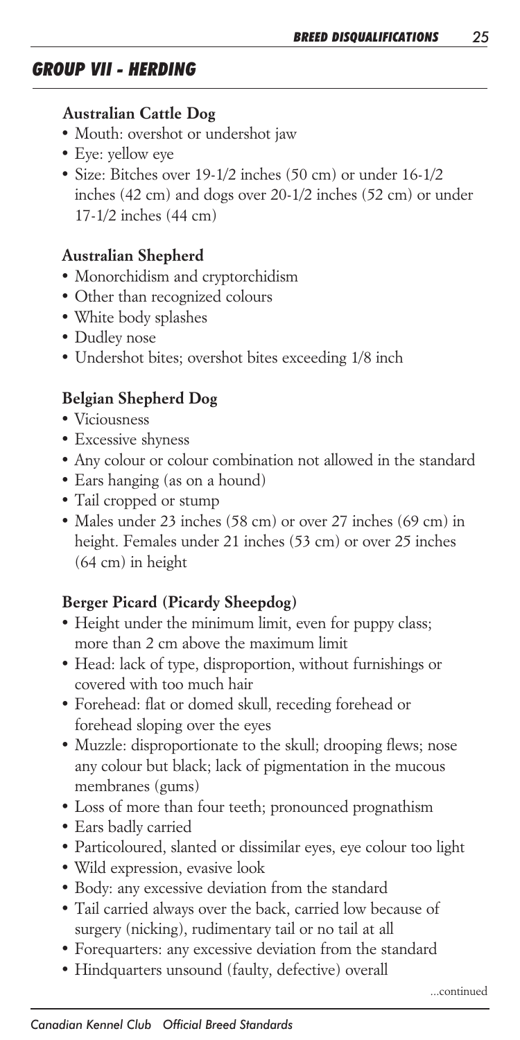## GROUP VII - HERDING

### Australian Cattle Dog

- Mouth: overshot or undershot jaw
- Eye: yellow eye
- Size: Bitches over 19-1/2 inches (50 cm) or under 16-1/2 inches (42 cm) and dogs over 20-1/2 inches (52 cm) or under 17-1/2 inches (44 cm)

### Australian Shepherd

- Monorchidism and cryptorchidism
- Other than recognized colours
- White body splashes
- Dudley nose
- Undershot bites; overshot bites exceeding 1/8 inch

### Belgian Shepherd Dog

- Viciousness
- Excessive shyness
- Any colour or colour combination not allowed in the standard
- Ears hanging (as on a hound)
- Tail cropped or stump
- Males under 23 inches (58 cm) or over 27 inches (69 cm) in height. Females under 21 inches (53 cm) or over 25 inches (64 cm) in height

### Berger Picard (Picardy Sheepdog)

- Height under the minimum limit, even for puppy class; more than 2 cm above the maximum limit
- Head: lack of type, disproportion, without furnishings or covered with too much hair
- Forehead: flat or domed skull, receding forehead or forehead sloping over the eyes
- Muzzle: disproportionate to the skull; drooping flews; nose any colour but black; lack of pigmentation in the mucous membranes (gums)
- Loss of more than four teeth; pronounced prognathism
- Ears badly carried
- Particoloured, slanted or dissimilar eyes, eye colour too light
- Wild expression, evasive look
- Body: any excessive deviation from the standard
- Tail carried always over the back, carried low because of surgery (nicking), rudimentary tail or no tail at all
- Forequarters: any excessive deviation from the standard
- Hindquarters unsound (faulty, defective) overall

...continued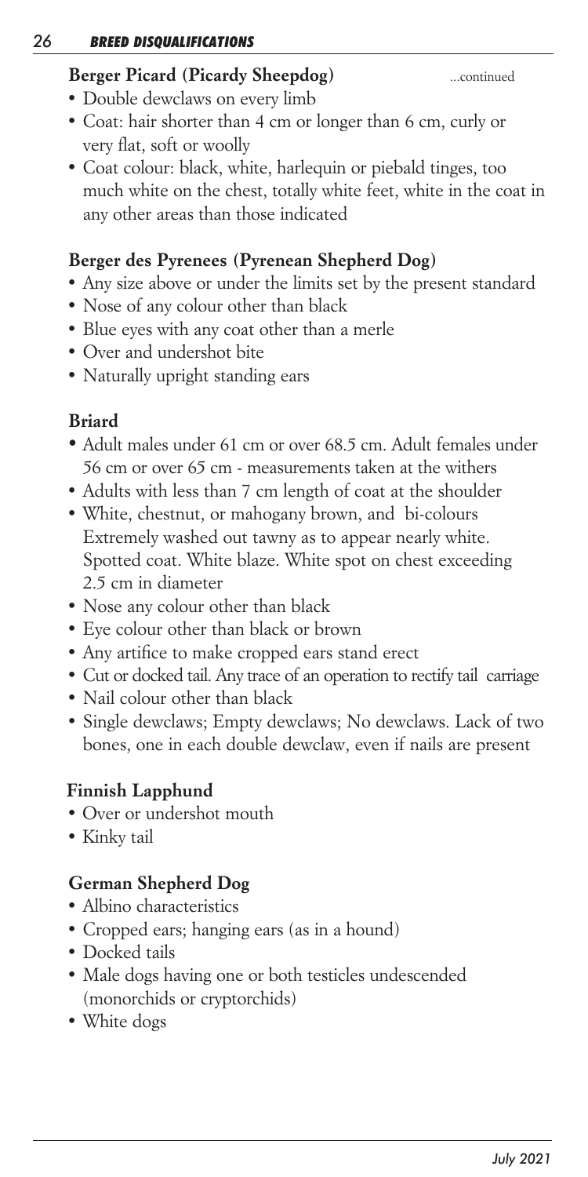### Berger Picard (Picardy Sheepdog) ...continued

- Double dewclaws on every limb
- Coat: hair shorter than 4 cm or longer than 6 cm, curly or very flat, soft or woolly
- Coat colour: black, white, harlequin or piebald tinges, too much white on the chest, totally white feet, white in the coat in any other areas than those indicated

### Berger des Pyrenees (Pyrenean Shepherd Dog)

- Any size above or under the limits set by the present standard
- Nose of any colour other than black
- Blue eyes with any coat other than a merle
- Over and undershot bite
- Naturally upright standing ears

### Briard

- Adult males under 61 cm or over 68.5 cm. Adult females under 56 cm or over 65 cm - measurements taken at the withers
- Adults with less than 7 cm length of coat at the shoulder
- White, chestnut, or mahogany brown, and bi-colours Extremely washed out tawny as to appear nearly white. Spotted coat. White blaze. White spot on chest exceeding 2.5 cm in diameter
- Nose any colour other than black
- Eye colour other than black or brown
- Any artifice to make cropped ears stand erect
- Cut or docked tail. Any trace of an operation to rectify tail carriage
- Nail colour other than black
- Single dewclaws; Empty dewclaws; No dewclaws. Lack of two bones, one in each double dewclaw, even if nails are present

### Finnish Lapphund

- Over or undershot mouth
- Kinky tail

### German Shepherd Dog

- Albino characteristics
- Cropped ears; hanging ears (as in a hound)
- Docked tails
- Male dogs having one or both testicles undescended (monorchids or cryptorchids)
- White dogs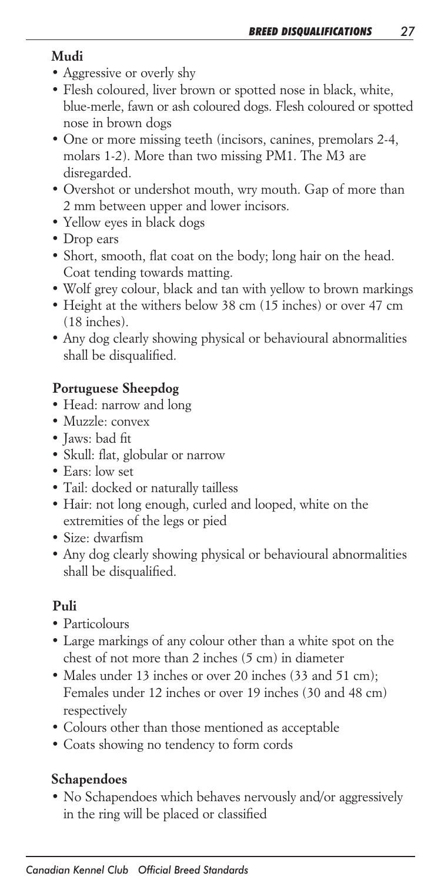### Mudi

- Aggressive or overly shy
- Flesh coloured, liver brown or spotted nose in black, white, blue-merle, fawn or ash coloured dogs. Flesh coloured or spotted nose in brown dogs
- One or more missing teeth (incisors, canines, premolars 2-4, molars 1-2). More than two missing PM1. The M3 are disregarded.
- Overshot or undershot mouth, wry mouth. Gap of more than 2 mm between upper and lower incisors.
- Yellow eyes in black dogs
- Drop ears
- Short, smooth, flat coat on the body; long hair on the head. Coat tending towards matting.
- Wolf grey colour, black and tan with yellow to brown markings
- Height at the withers below 38 cm (15 inches) or over 47 cm (18 inches).
- Any dog clearly showing physical or behavioural abnormalities shall be disqualified.

### Portuguese Sheepdog

- Head: narrow and long
- Muzzle: convex
- Jaws: bad fit
- Skull: flat, globular or narrow
- Ears: low set
- Tail: docked or naturally tailless
- Hair: not long enough, curled and looped, white on the extremities of the legs or pied
- Size: dwarfism
- Any dog clearly showing physical or behavioural abnormalities shall be disqualified.

### Puli

- Particolours
- Large markings of any colour other than a white spot on the chest of not more than 2 inches (5 cm) in diameter
- Males under 13 inches or over 20 inches (33 and 51 cm); Females under 12 inches or over 19 inches (30 and 48 cm) respectively
- Colours other than those mentioned as acceptable
- Coats showing no tendency to form cords

### Schapendoes

- No Schapendoes which behaves nervously and/or aggressively in the ring will be placed or classified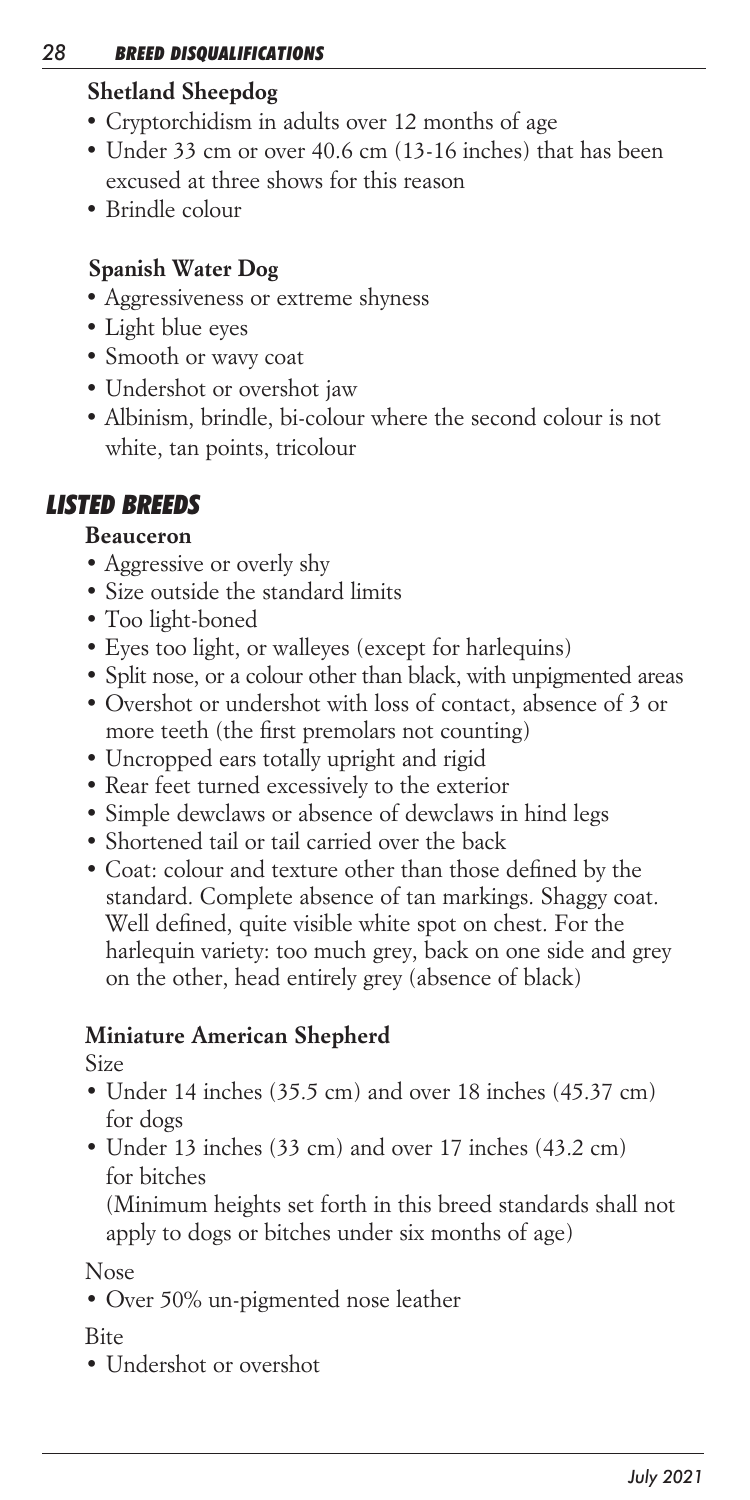### Shetland Sheepdog

- Cryptorchidism in adults over 12 months of age
- Under 33 cm or over 40.6 cm (13-16 inches) that has been excused at three shows for this reason
- Brindle colour

### Spanish Water Dog

- Aggressiveness or extreme shyness
- Light blue eyes
- Smooth or wavy coat
- Undershot or overshot jaw
- Albinism, brindle, bi-colour where the second colour is not white, tan points, tricolour

## LISTED BREEDS

### Beauceron

- Aggressive or overly shy
- Size outside the standard limits
- Too light-boned
- Eyes too light, or walleyes (except for harlequins)
- Split nose, or a colour other than black, with unpigmented areas
- Overshot or undershot with loss of contact, absence of 3 or more teeth (the first premolars not counting)
- Uncropped ears totally upright and rigid
- Rear feet turned excessively to the exterior
- Simple dewclaws or absence of dewclaws in hind legs
- Shortened tail or tail carried over the back
- Coat: colour and texture other than those defined by the standard. Complete absence of tan markings. Shaggy coat. Well defined, quite visible white spot on chest. For the harlequin variety: too much grey, back on one side and grey on the other, head entirely grey (absence of black)

### Miniature American Shepherd

Size

- Under 14 inches (35.5 cm) and over 18 inches (45.37 cm) for dogs
- Under 13 inches (33 cm) and over 17 inches (43.2 cm) for bitches

  (Minimum heights set forth in this breed standards shall not apply to dogs or bitches under six months of age)

Nose

- Over 50% un-pigmented nose leather

Bite

- Undershot or overshot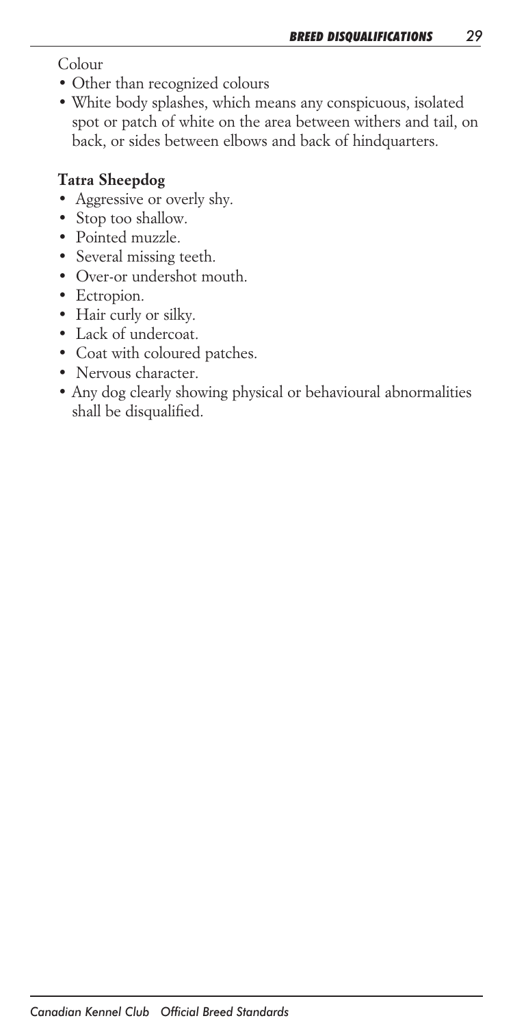Colour

- Other than recognized colours
- White body splashes, which means any conspicuous, isolated spot or patch of white on the area between withers and tail, on back, or sides between elbows and back of hindquarters.

**Tatra Sheepdog**

- Aggressive or overly shy.
- Stop too shallow.
- Pointed muzzle.
- Several missing teeth.
- Over-or undershot mouth.
- Ectropion.
- Hair curly or silky.
- Lack of undercoat.
- Coat with coloured patches.
- Nervous character.
- Any dog clearly showing physical or behavioural abnormalities shall be disqualified.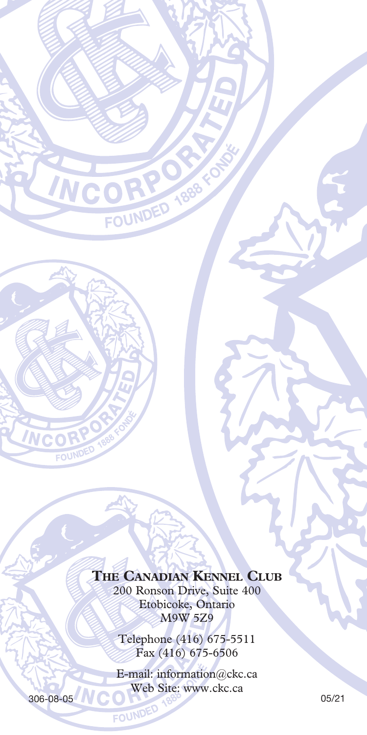**THE CANADIAN KENNEL CLUB**

200 Ronson Drive, Suite 400
Etobicoke, Ontario
M9W 5Z9

Telephone (416) 675-5511
Fax (416) 675-6506

E-mail: information@ckc.ca
Web Site: www.ckc.ca

306-08-05

05/21